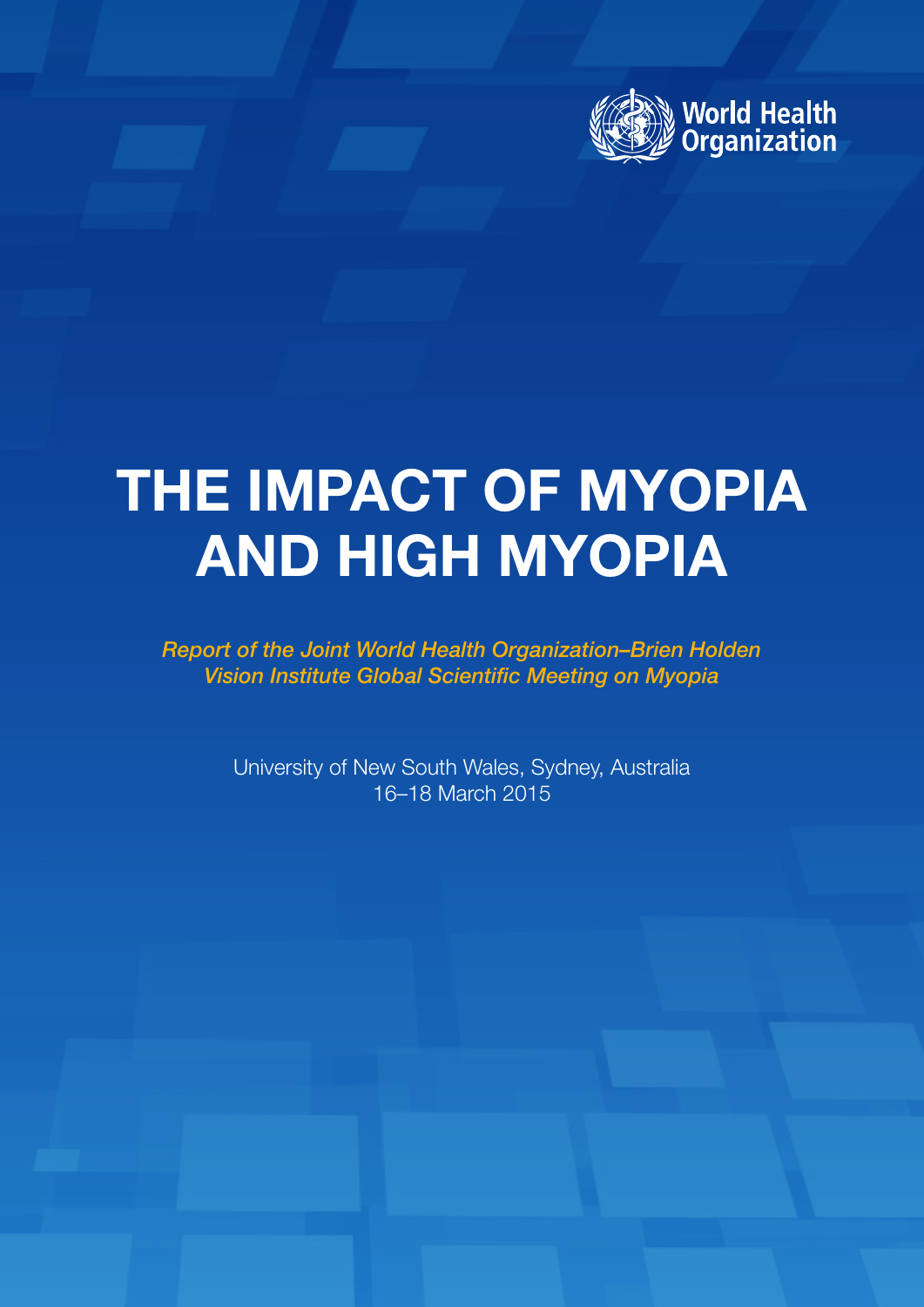World Health Organization

# THE IMPACT OF MYOPIA AND HIGH MYOPIA

*Report of the Joint World Health Organization–Brien Holden Vision Institute Global Scientific Meeting on Myopia*

University of New South Wales, Sydney, Australia
16–18 March 2015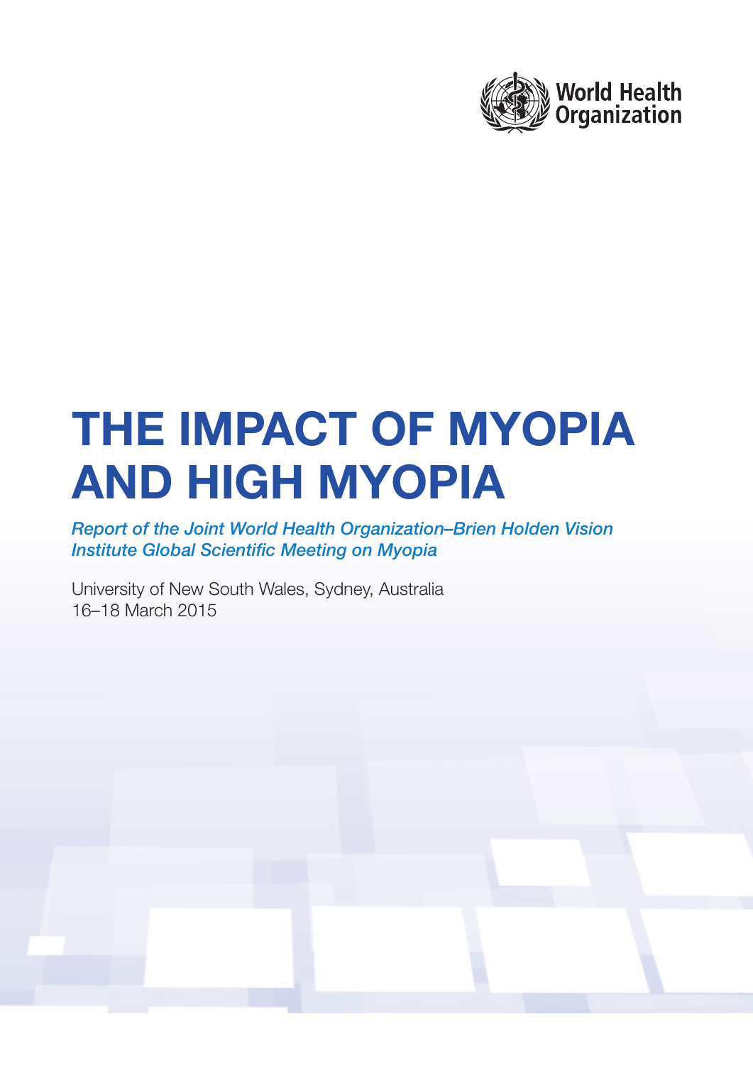World Health Organization

# THE IMPACT OF MYOPIA AND HIGH MYOPIA

*Report of the Joint World Health Organization–Brien Holden Vision Institute Global Scientific Meeting on Myopia*

University of New South Wales, Sydney, Australia
16–18 March 2015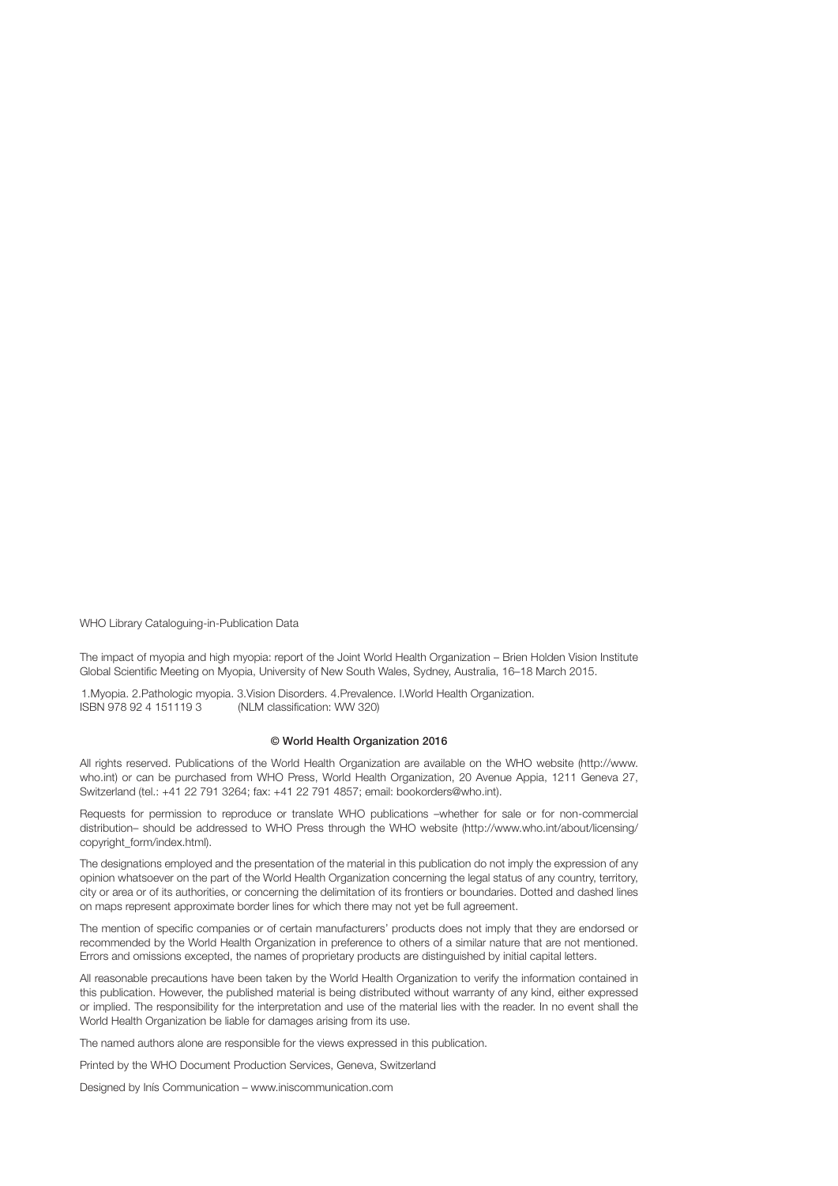WHO Library Cataloguing-in-Publication Data

The impact of myopia and high myopia: report of the Joint World Health Organization – Brien Holden Vision Institute Global Scientific Meeting on Myopia, University of New South Wales, Sydney, Australia, 16–18 March 2015.

1.Myopia. 2.Pathologic myopia. 3.Vision Disorders. 4.Prevalence. I.World Health Organization.
ISBN 978 92 4 151119 3 (NLM classification: WW 320)

**© World Health Organization 2016**

All rights reserved. Publications of the World Health Organization are available on the WHO website (http://www.who.int) or can be purchased from WHO Press, World Health Organization, 20 Avenue Appia, 1211 Geneva 27, Switzerland (tel.: +41 22 791 3264; fax: +41 22 791 4857; email: bookorders@who.int).

Requests for permission to reproduce or translate WHO publications –whether for sale or for non-commercial distribution– should be addressed to WHO Press through the WHO website (http://www.who.int/about/licensing/copyright_form/index.html).

The designations employed and the presentation of the material in this publication do not imply the expression of any opinion whatsoever on the part of the World Health Organization concerning the legal status of any country, territory, city or area or of its authorities, or concerning the delimitation of its frontiers or boundaries. Dotted and dashed lines on maps represent approximate border lines for which there may not yet be full agreement.

The mention of specific companies or of certain manufacturers' products does not imply that they are endorsed or recommended by the World Health Organization in preference to others of a similar nature that are not mentioned. Errors and omissions excepted, the names of proprietary products are distinguished by initial capital letters.

All reasonable precautions have been taken by the World Health Organization to verify the information contained in this publication. However, the published material is being distributed without warranty of any kind, either expressed or implied. The responsibility for the interpretation and use of the material lies with the reader. In no event shall the World Health Organization be liable for damages arising from its use.

The named authors alone are responsible for the views expressed in this publication.

Printed by the WHO Document Production Services, Geneva, Switzerland

Designed by Inís Communication – www.iniscommunication.com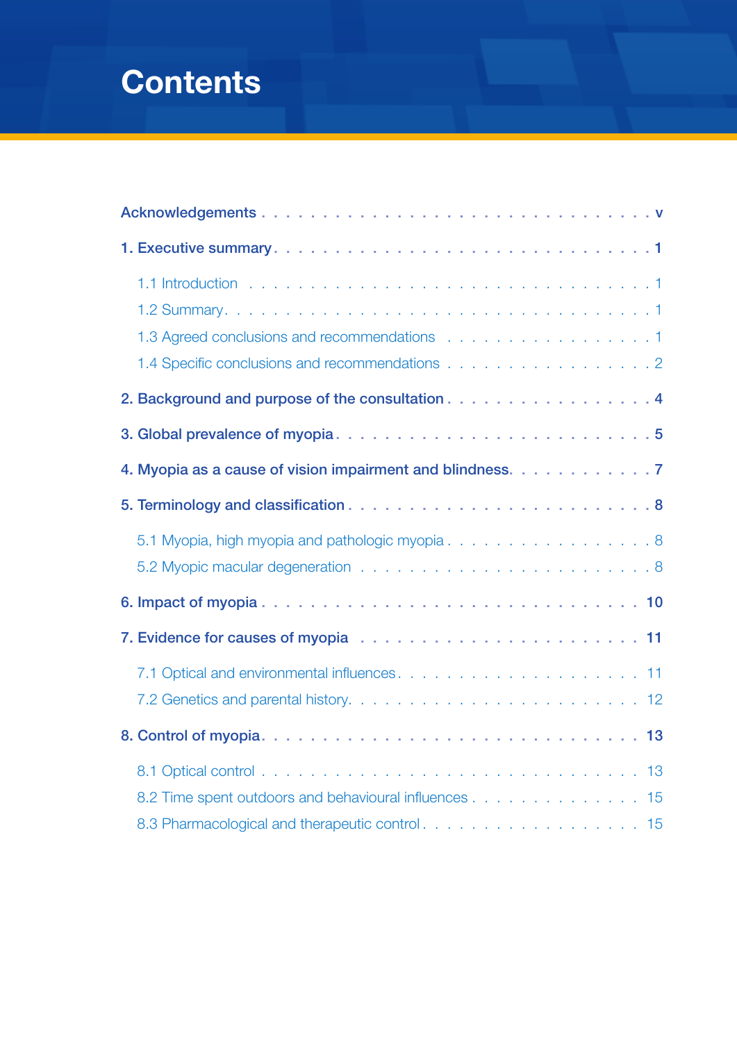# Contents

- **Acknowledgements** . . . v
- **1. Executive summary** . . . 1
  - 1.1 Introduction . . . 1
  - 1.2 Summary . . . 1
  - 1.3 Agreed conclusions and recommendations . . . 1
  - 1.4 Specific conclusions and recommendations . . . 2
- **2. Background and purpose of the consultation** . . . 4
- **3. Global prevalence of myopia** . . . 5
- **4. Myopia as a cause of vision impairment and blindness** . . . 7
- **5. Terminology and classification** . . . 8
  - 5.1 Myopia, high myopia and pathologic myopia . . . 8
  - 5.2 Myopic macular degeneration . . . 8
- **6. Impact of myopia** . . . 10
- **7. Evidence for causes of myopia** . . . 11
  - 7.1 Optical and environmental influences . . . 11
  - 7.2 Genetics and parental history . . . 12
- **8. Control of myopia** . . . 13
  - 8.1 Optical control . . . 13
  - 8.2 Time spent outdoors and behavioural influences . . . 15
  - 8.3 Pharmacological and therapeutic control . . . 15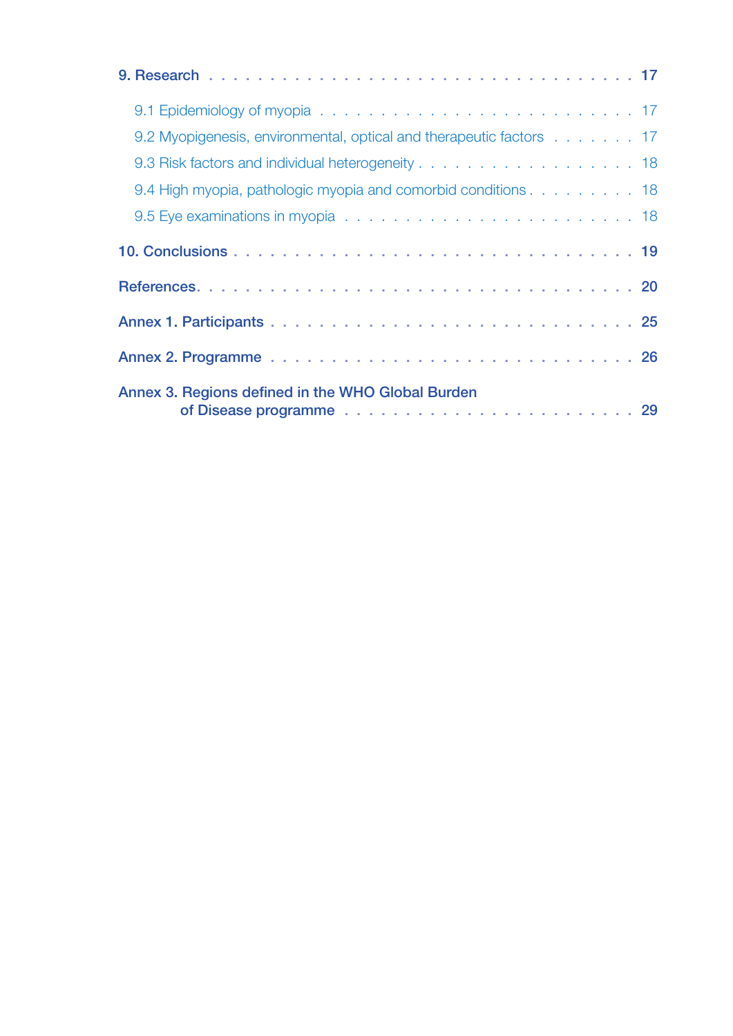9. Research . . . . . . . . . . . . . . . . . . . . . . . . . . . . . . . . . . . . 17

- 9.1 Epidemiology of myopia . . . . . . . . . . . . . . . . . . . . . . . . . . 17
- 9.2 Myopigenesis, environmental, optical and therapeutic factors . . . . . . . 17
- 9.3 Risk factors and individual heterogeneity . . . . . . . . . . . . . . . . . . 18
- 9.4 High myopia, pathologic myopia and comorbid conditions . . . . . . . . . 18
- 9.5 Eye examinations in myopia . . . . . . . . . . . . . . . . . . . . . . . . . 18

10. Conclusions . . . . . . . . . . . . . . . . . . . . . . . . . . . . . . . . . . 19

References. . . . . . . . . . . . . . . . . . . . . . . . . . . . . . . . . . . . . 20

Annex 1. Participants . . . . . . . . . . . . . . . . . . . . . . . . . . . . . . 25

Annex 2. Programme . . . . . . . . . . . . . . . . . . . . . . . . . . . . . . . 26

Annex 3. Regions defined in the WHO Global Burden of Disease programme . . . . . . . . . . . . . . . . . . . . . . . . 29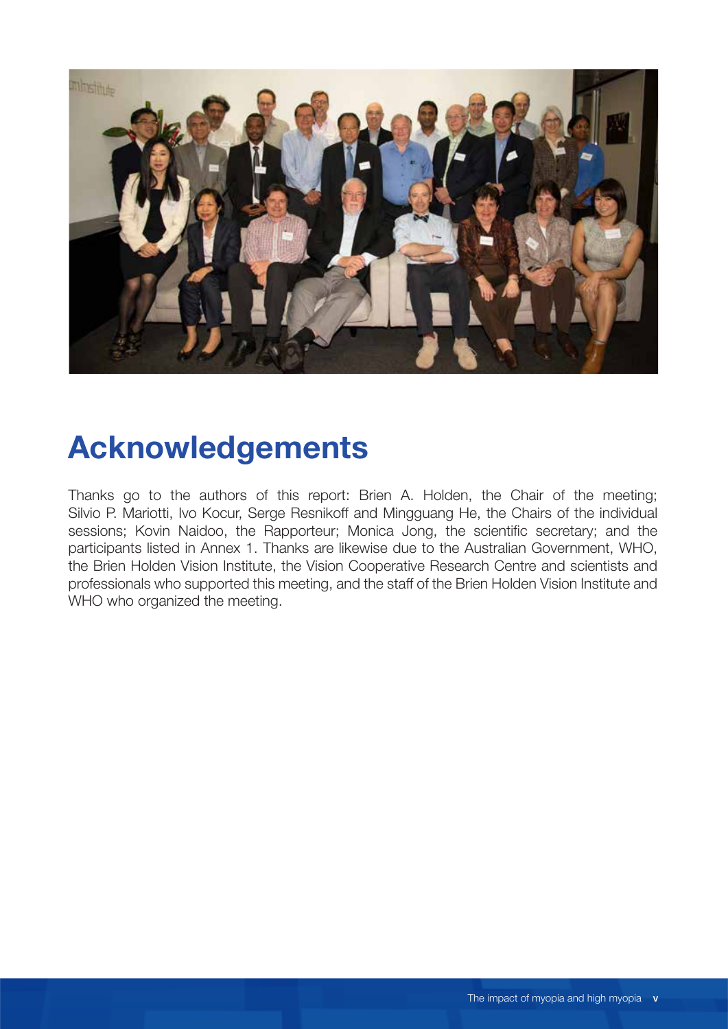# Acknowledgements

Thanks go to the authors of this report: Brien A. Holden, the Chair of the meeting; Silvio P. Mariotti, Ivo Kocur, Serge Resnikoff and Mingguang He, the Chairs of the individual sessions; Kovin Naidoo, the Rapporteur; Monica Jong, the scientific secretary; and the participants listed in Annex 1. Thanks are likewise due to the Australian Government, WHO, the Brien Holden Vision Institute, the Vision Cooperative Research Centre and scientists and professionals who supported this meeting, and the staff of the Brien Holden Vision Institute and WHO who organized the meeting.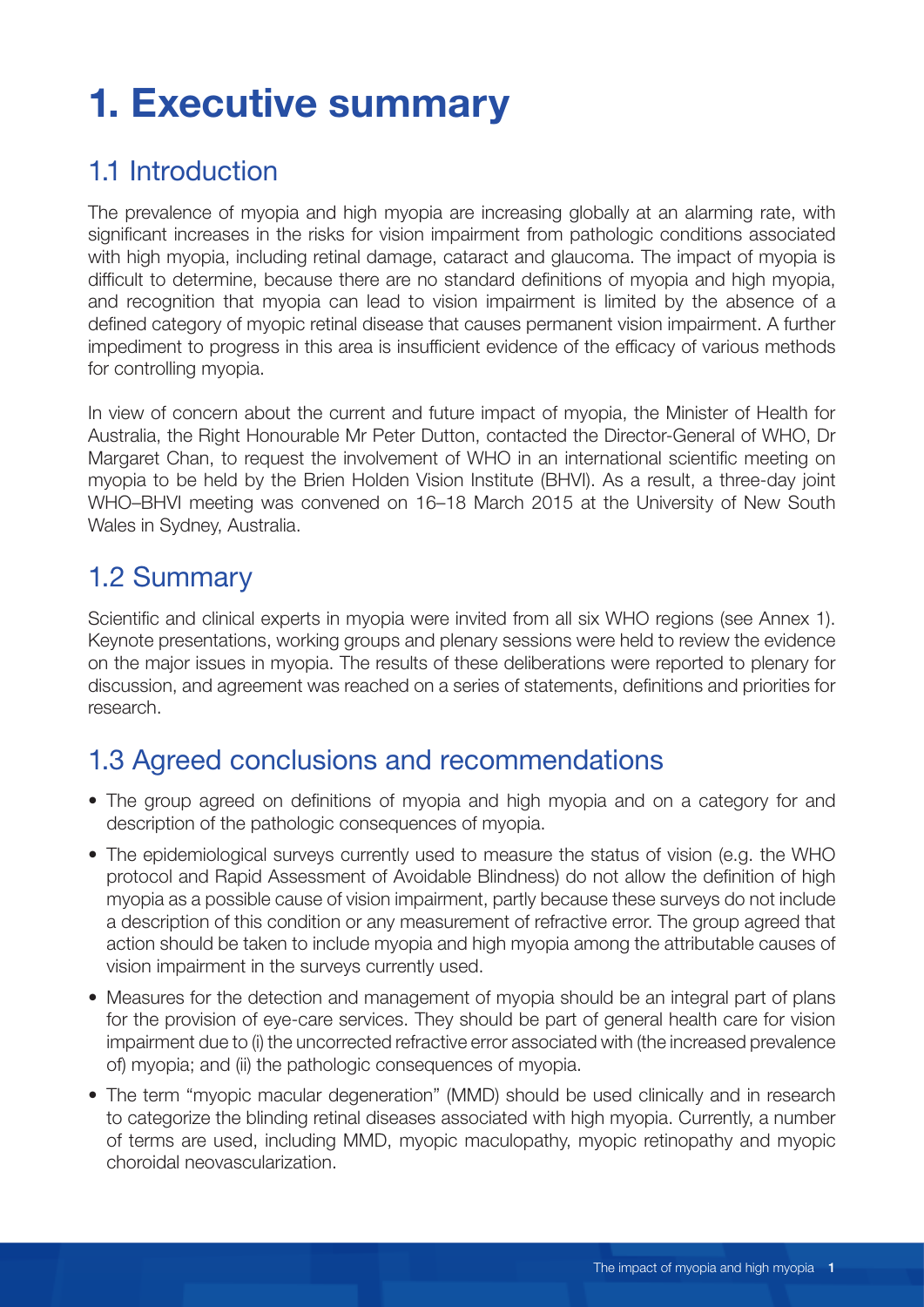# 1. Executive summary

## 1.1 Introduction

The prevalence of myopia and high myopia are increasing globally at an alarming rate, with significant increases in the risks for vision impairment from pathologic conditions associated with high myopia, including retinal damage, cataract and glaucoma. The impact of myopia is difficult to determine, because there are no standard definitions of myopia and high myopia, and recognition that myopia can lead to vision impairment is limited by the absence of a defined category of myopic retinal disease that causes permanent vision impairment. A further impediment to progress in this area is insufficient evidence of the efficacy of various methods for controlling myopia.

In view of concern about the current and future impact of myopia, the Minister of Health for Australia, the Right Honourable Mr Peter Dutton, contacted the Director-General of WHO, Dr Margaret Chan, to request the involvement of WHO in an international scientific meeting on myopia to be held by the Brien Holden Vision Institute (BHVI). As a result, a three-day joint WHO–BHVI meeting was convened on 16–18 March 2015 at the University of New South Wales in Sydney, Australia.

## 1.2 Summary

Scientific and clinical experts in myopia were invited from all six WHO regions (see Annex 1). Keynote presentations, working groups and plenary sessions were held to review the evidence on the major issues in myopia. The results of these deliberations were reported to plenary for discussion, and agreement was reached on a series of statements, definitions and priorities for research.

## 1.3 Agreed conclusions and recommendations

- The group agreed on definitions of myopia and high myopia and on a category for and description of the pathologic consequences of myopia.
- The epidemiological surveys currently used to measure the status of vision (e.g. the WHO protocol and Rapid Assessment of Avoidable Blindness) do not allow the definition of high myopia as a possible cause of vision impairment, partly because these surveys do not include a description of this condition or any measurement of refractive error. The group agreed that action should be taken to include myopia and high myopia among the attributable causes of vision impairment in the surveys currently used.
- Measures for the detection and management of myopia should be an integral part of plans for the provision of eye-care services. They should be part of general health care for vision impairment due to (i) the uncorrected refractive error associated with (the increased prevalence of) myopia; and (ii) the pathologic consequences of myopia.
- The term "myopic macular degeneration" (MMD) should be used clinically and in research to categorize the blinding retinal diseases associated with high myopia. Currently, a number of terms are used, including MMD, myopic maculopathy, myopic retinopathy and myopic choroidal neovascularization.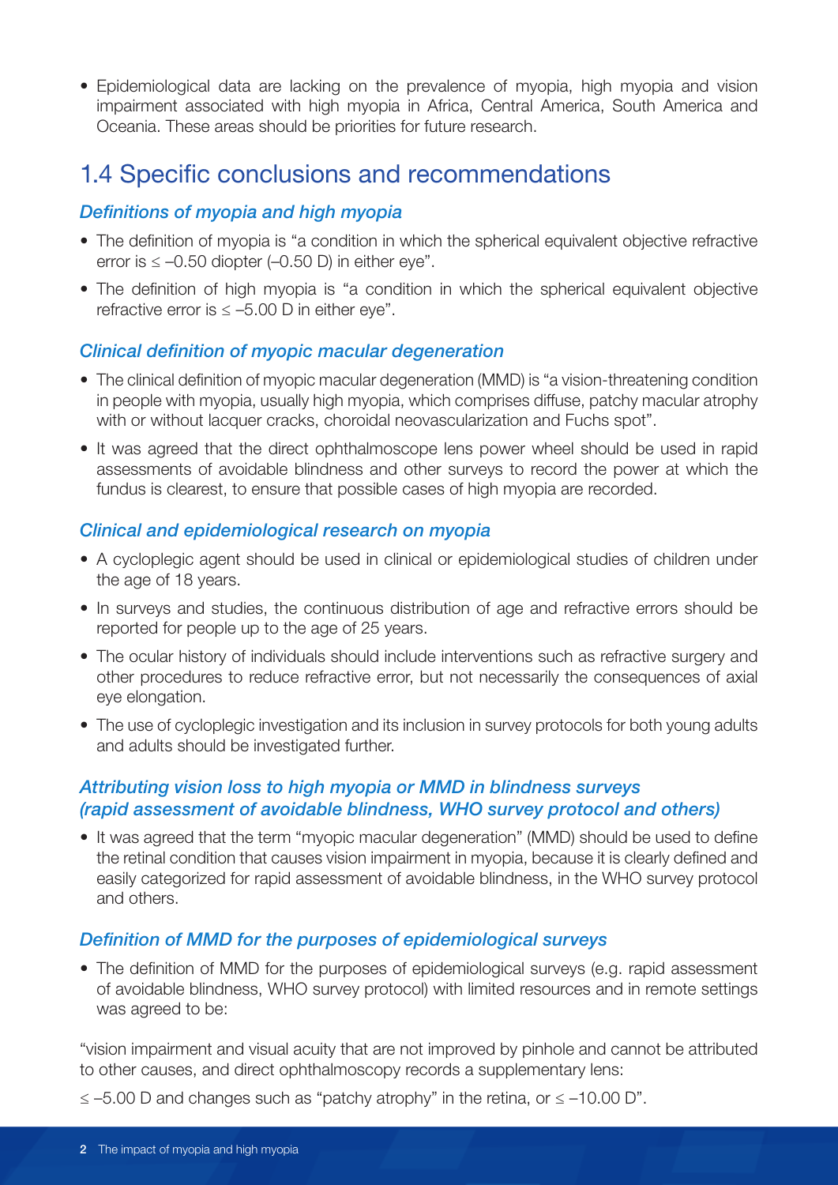- Epidemiological data are lacking on the prevalence of myopia, high myopia and vision impairment associated with high myopia in Africa, Central America, South America and Oceania. These areas should be priorities for future research.

## 1.4 Specific conclusions and recommendations

### *Definitions of myopia and high myopia*

- The definition of myopia is "a condition in which the spherical equivalent objective refractive error is ≤ –0.50 diopter (–0.50 D) in either eye".
- The definition of high myopia is "a condition in which the spherical equivalent objective refractive error is ≤ –5.00 D in either eye".

### *Clinical definition of myopic macular degeneration*

- The clinical definition of myopic macular degeneration (MMD) is "a vision-threatening condition in people with myopia, usually high myopia, which comprises diffuse, patchy macular atrophy with or without lacquer cracks, choroidal neovascularization and Fuchs spot".
- It was agreed that the direct ophthalmoscope lens power wheel should be used in rapid assessments of avoidable blindness and other surveys to record the power at which the fundus is clearest, to ensure that possible cases of high myopia are recorded.

### *Clinical and epidemiological research on myopia*

- A cycloplegic agent should be used in clinical or epidemiological studies of children under the age of 18 years.
- In surveys and studies, the continuous distribution of age and refractive errors should be reported for people up to the age of 25 years.
- The ocular history of individuals should include interventions such as refractive surgery and other procedures to reduce refractive error, but not necessarily the consequences of axial eye elongation.
- The use of cycloplegic investigation and its inclusion in survey protocols for both young adults and adults should be investigated further.

### *Attributing vision loss to high myopia or MMD in blindness surveys (rapid assessment of avoidable blindness, WHO survey protocol and others)*

- It was agreed that the term "myopic macular degeneration" (MMD) should be used to define the retinal condition that causes vision impairment in myopia, because it is clearly defined and easily categorized for rapid assessment of avoidable blindness, in the WHO survey protocol and others.

### *Definition of MMD for the purposes of epidemiological surveys*

- The definition of MMD for the purposes of epidemiological surveys (e.g. rapid assessment of avoidable blindness, WHO survey protocol) with limited resources and in remote settings was agreed to be:

"vision impairment and visual acuity that are not improved by pinhole and cannot be attributed to other causes, and direct ophthalmoscopy records a supplementary lens:

≤ –5.00 D and changes such as "patchy atrophy" in the retina, or ≤ –10.00 D".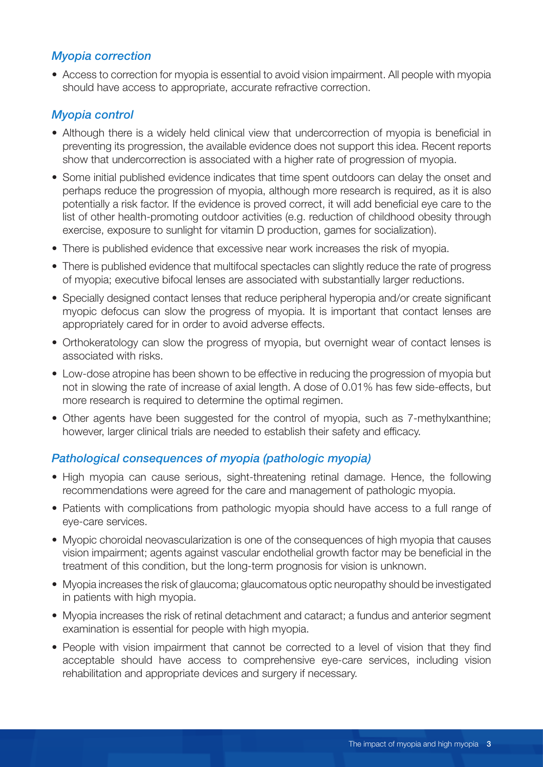### *Myopia correction*

- Access to correction for myopia is essential to avoid vision impairment. All people with myopia should have access to appropriate, accurate refractive correction.

### *Myopia control*

- Although there is a widely held clinical view that undercorrection of myopia is beneficial in preventing its progression, the available evidence does not support this idea. Recent reports show that undercorrection is associated with a higher rate of progression of myopia.
- Some initial published evidence indicates that time spent outdoors can delay the onset and perhaps reduce the progression of myopia, although more research is required, as it is also potentially a risk factor. If the evidence is proved correct, it will add beneficial eye care to the list of other health-promoting outdoor activities (e.g. reduction of childhood obesity through exercise, exposure to sunlight for vitamin D production, games for socialization).
- There is published evidence that excessive near work increases the risk of myopia.
- There is published evidence that multifocal spectacles can slightly reduce the rate of progress of myopia; executive bifocal lenses are associated with substantially larger reductions.
- Specially designed contact lenses that reduce peripheral hyperopia and/or create significant myopic defocus can slow the progress of myopia. It is important that contact lenses are appropriately cared for in order to avoid adverse effects.
- Orthokeratology can slow the progress of myopia, but overnight wear of contact lenses is associated with risks.
- Low-dose atropine has been shown to be effective in reducing the progression of myopia but not in slowing the rate of increase of axial length. A dose of 0.01% has few side-effects, but more research is required to determine the optimal regimen.
- Other agents have been suggested for the control of myopia, such as 7-methylxanthine; however, larger clinical trials are needed to establish their safety and efficacy.

### *Pathological consequences of myopia (pathologic myopia)*

- High myopia can cause serious, sight-threatening retinal damage. Hence, the following recommendations were agreed for the care and management of pathologic myopia.
- Patients with complications from pathologic myopia should have access to a full range of eye-care services.
- Myopic choroidal neovascularization is one of the consequences of high myopia that causes vision impairment; agents against vascular endothelial growth factor may be beneficial in the treatment of this condition, but the long-term prognosis for vision is unknown.
- Myopia increases the risk of glaucoma; glaucomatous optic neuropathy should be investigated in patients with high myopia.
- Myopia increases the risk of retinal detachment and cataract; a fundus and anterior segment examination is essential for people with high myopia.
- People with vision impairment that cannot be corrected to a level of vision that they find acceptable should have access to comprehensive eye-care services, including vision rehabilitation and appropriate devices and surgery if necessary.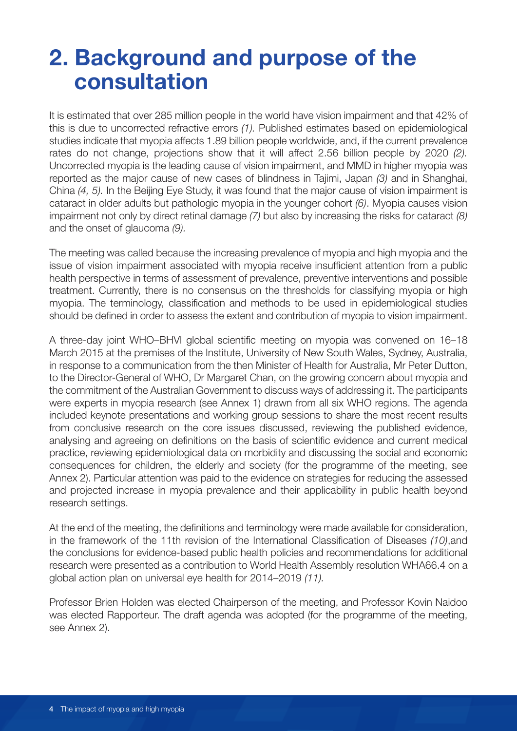# 2. Background and purpose of the consultation

It is estimated that over 285 million people in the world have vision impairment and that 42% of this is due to uncorrected refractive errors *(1).* Published estimates based on epidemiological studies indicate that myopia affects 1.89 billion people worldwide, and, if the current prevalence rates do not change, projections show that it will affect 2.56 billion people by 2020 *(2).* Uncorrected myopia is the leading cause of vision impairment, and MMD in higher myopia was reported as the major cause of new cases of blindness in Tajimi, Japan *(3)* and in Shanghai, China *(4, 5).* In the Beijing Eye Study, it was found that the major cause of vision impairment is cataract in older adults but pathologic myopia in the younger cohort *(6)*. Myopia causes vision impairment not only by direct retinal damage *(7)* but also by increasing the risks for cataract *(8)* and the onset of glaucoma *(9).*

The meeting was called because the increasing prevalence of myopia and high myopia and the issue of vision impairment associated with myopia receive insufficient attention from a public health perspective in terms of assessment of prevalence, preventive interventions and possible treatment. Currently, there is no consensus on the thresholds for classifying myopia or high myopia. The terminology, classification and methods to be used in epidemiological studies should be defined in order to assess the extent and contribution of myopia to vision impairment.

A three-day joint WHO–BHVI global scientific meeting on myopia was convened on 16–18 March 2015 at the premises of the Institute, University of New South Wales, Sydney, Australia, in response to a communication from the then Minister of Health for Australia, Mr Peter Dutton, to the Director-General of WHO, Dr Margaret Chan, on the growing concern about myopia and the commitment of the Australian Government to discuss ways of addressing it. The participants were experts in myopia research (see Annex 1) drawn from all six WHO regions. The agenda included keynote presentations and working group sessions to share the most recent results from conclusive research on the core issues discussed, reviewing the published evidence, analysing and agreeing on definitions on the basis of scientific evidence and current medical practice, reviewing epidemiological data on morbidity and discussing the social and economic consequences for children, the elderly and society (for the programme of the meeting, see Annex 2). Particular attention was paid to the evidence on strategies for reducing the assessed and projected increase in myopia prevalence and their applicability in public health beyond research settings.

At the end of the meeting, the definitions and terminology were made available for consideration, in the framework of the 11th revision of the International Classification of Diseases *(10)*,and the conclusions for evidence-based public health policies and recommendations for additional research were presented as a contribution to World Health Assembly resolution WHA66.4 on a global action plan on universal eye health for 2014–2019 *(11).*

Professor Brien Holden was elected Chairperson of the meeting, and Professor Kovin Naidoo was elected Rapporteur. The draft agenda was adopted (for the programme of the meeting, see Annex 2).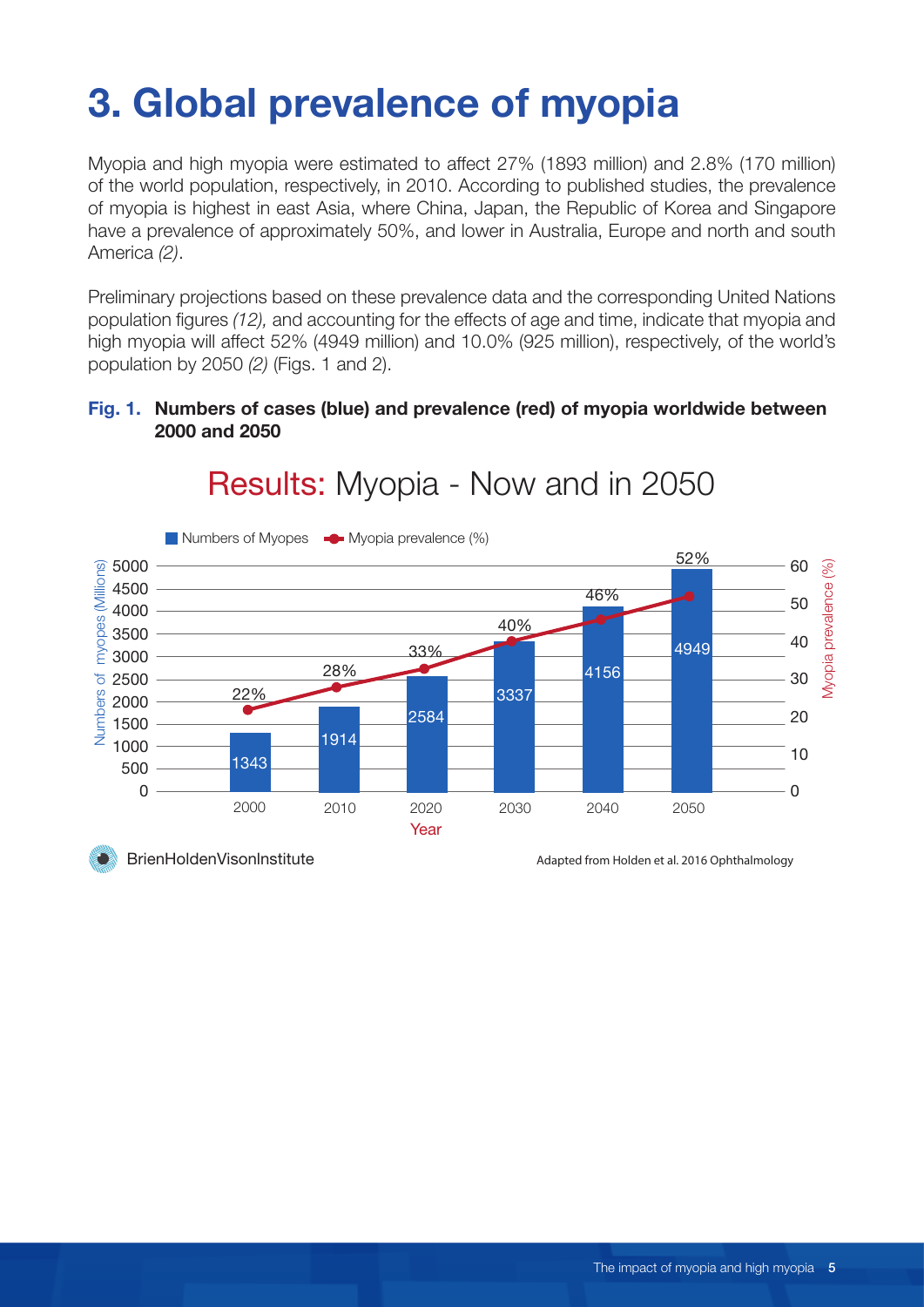# 3. Global prevalence of myopia

Myopia and high myopia were estimated to affect 27% (1893 million) and 2.8% (170 million) of the world population, respectively, in 2010. According to published studies, the prevalence of myopia is highest in east Asia, where China, Japan, the Republic of Korea and Singapore have a prevalence of approximately 50%, and lower in Australia, Europe and north and south America *(2)*.

Preliminary projections based on these prevalence data and the corresponding United Nations population figures *(12),* and accounting for the effects of age and time, indicate that myopia and high myopia will affect 52% (4949 million) and 10.0% (925 million), respectively, of the world's population by 2050 *(2)* (Figs. 1 and 2).

**Fig. 1. Numbers of cases (blue) and prevalence (red) of myopia worldwide between 2000 and 2050**

Results: Myopia - Now and in 2050

| Year | Numbers of Myopes (Millions) | Myopia prevalence (%) |
|---|---|---|
| 2000 | 1343 | 22% |
| 2010 | 1914 | 28% |
| 2020 | 2584 | 33% |
| 2030 | 3337 | 40% |
| 2040 | 4156 | 46% |
| 2050 | 4949 | 52% |

BrienHoldenVisonInstitute

Adapted from Holden et al. 2016 Ophthalmology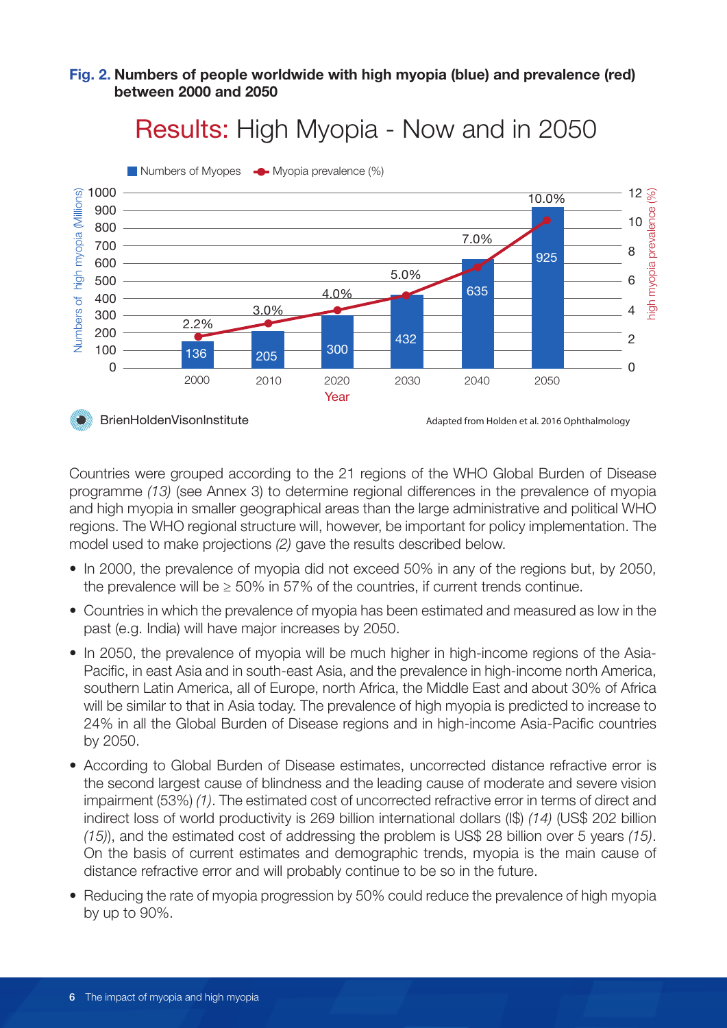**Fig. 2. Numbers of people worldwide with high myopia (blue) and prevalence (red) between 2000 and 2050**

Countries were grouped according to the 21 regions of the WHO Global Burden of Disease programme *(13)* (see Annex 3) to determine regional differences in the prevalence of myopia and high myopia in smaller geographical areas than the large administrative and political WHO regions. The WHO regional structure will, however, be important for policy implementation. The model used to make projections *(2)* gave the results described below.

- In 2000, the prevalence of myopia did not exceed 50% in any of the regions but, by 2050, the prevalence will be ≥ 50% in 57% of the countries, if current trends continue.
- Countries in which the prevalence of myopia has been estimated and measured as low in the past (e.g. India) will have major increases by 2050.
- In 2050, the prevalence of myopia will be much higher in high-income regions of the Asia-Pacific, in east Asia and in south-east Asia, and the prevalence in high-income north America, southern Latin America, all of Europe, north Africa, the Middle East and about 30% of Africa will be similar to that in Asia today. The prevalence of high myopia is predicted to increase to 24% in all the Global Burden of Disease regions and in high-income Asia-Pacific countries by 2050.
- According to Global Burden of Disease estimates, uncorrected distance refractive error is the second largest cause of blindness and the leading cause of moderate and severe vision impairment (53%) *(1)*. The estimated cost of uncorrected refractive error in terms of direct and indirect loss of world productivity is 269 billion international dollars (I$) *(14)* (US$ 202 billion *(15)*), and the estimated cost of addressing the problem is US$ 28 billion over 5 years *(15)*. On the basis of current estimates and demographic trends, myopia is the main cause of distance refractive error and will probably continue to be so in the future.
- Reducing the rate of myopia progression by 50% could reduce the prevalence of high myopia by up to 90%.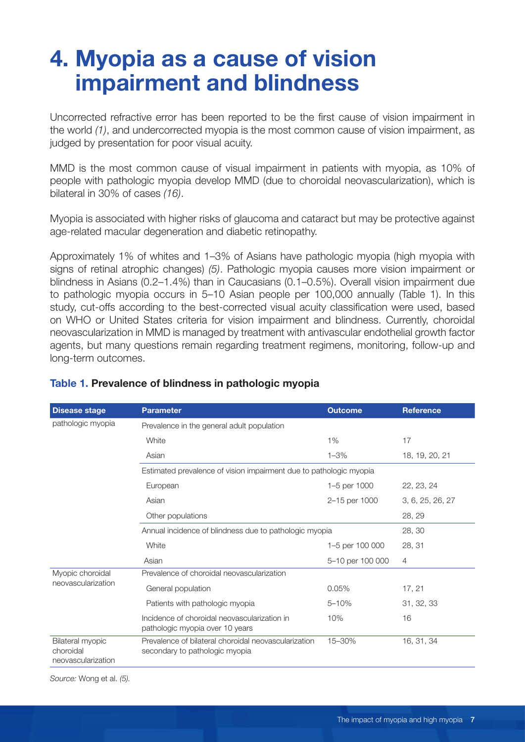# 4. Myopia as a cause of vision impairment and blindness

Uncorrected refractive error has been reported to be the first cause of vision impairment in the world *(1)*, and undercorrected myopia is the most common cause of vision impairment, as judged by presentation for poor visual acuity.

MMD is the most common cause of visual impairment in patients with myopia, as 10% of people with pathologic myopia develop MMD (due to choroidal neovascularization), which is bilateral in 30% of cases *(16)*.

Myopia is associated with higher risks of glaucoma and cataract but may be protective against age-related macular degeneration and diabetic retinopathy.

Approximately 1% of whites and 1–3% of Asians have pathologic myopia (high myopia with signs of retinal atrophic changes) *(5)*. Pathologic myopia causes more vision impairment or blindness in Asians (0.2–1.4%) than in Caucasians (0.1–0.5%). Overall vision impairment due to pathologic myopia occurs in 5–10 Asian people per 100,000 annually (Table 1). In this study, cut-offs according to the best-corrected visual acuity classification were used, based on WHO or United States criteria for vision impairment and blindness. Currently, choroidal neovascularization in MMD is managed by treatment with antivascular endothelial growth factor agents, but many questions remain regarding treatment regimens, monitoring, follow-up and long-term outcomes.

**Table 1. Prevalence of blindness in pathologic myopia**

| Disease stage | Parameter | Outcome | Reference |
|---|---|---|---|
| pathologic myopia | Prevalence in the general adult population | | |
| | White | 1% | 17 |
| | Asian | 1–3% | 18, 19, 20, 21 |
| | Estimated prevalence of vision impairment due to pathologic myopia | | |
| | European | 1–5 per 1000 | 22, 23, 24 |
| | Asian | 2–15 per 1000 | 3, 6, 25, 26, 27 |
| | Other populations | | 28, 29 |
| | Annual incidence of blindness due to pathologic myopia | | 28, 30 |
| | White | 1–5 per 100 000 | 28, 31 |
| | Asian | 5–10 per 100 000 | 4 |
| Myopic choroidal neovascularization | Prevalence of choroidal neovascularization | | |
| | General population | 0.05% | 17, 21 |
| | Patients with pathologic myopia | 5–10% | 31, 32, 33 |
| | Incidence of choroidal neovascularization in pathologic myopia over 10 years | 10% | 16 |
| Bilateral myopic choroidal neovascularization | Prevalence of bilateral choroidal neovascularization secondary to pathologic myopia | 15–30% | 16, 31, 34 |

*Source:* Wong et al. *(5)*.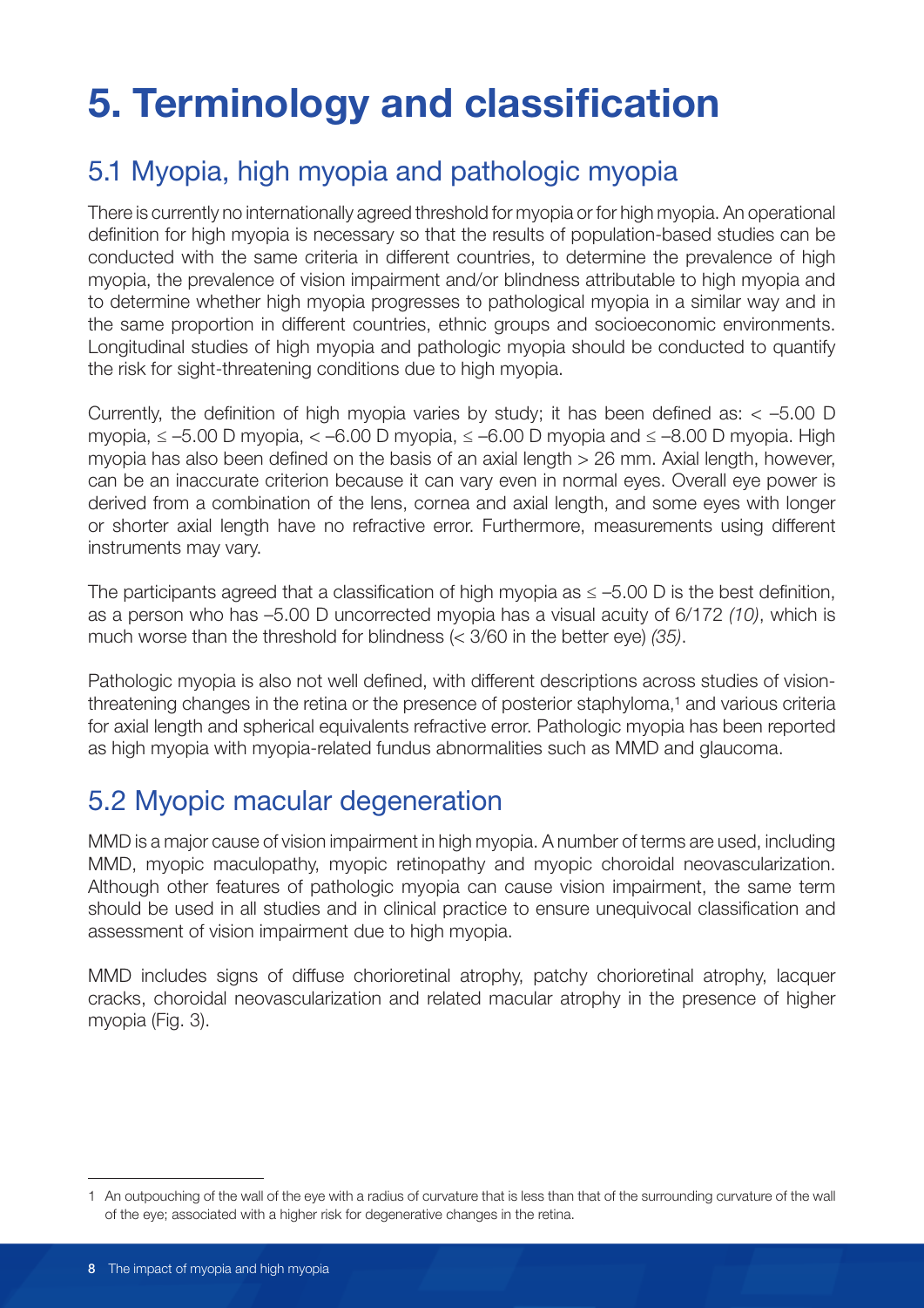# 5. Terminology and classification

## 5.1 Myopia, high myopia and pathologic myopia

There is currently no internationally agreed threshold for myopia or for high myopia. An operational definition for high myopia is necessary so that the results of population-based studies can be conducted with the same criteria in different countries, to determine the prevalence of high myopia, the prevalence of vision impairment and/or blindness attributable to high myopia and to determine whether high myopia progresses to pathological myopia in a similar way and in the same proportion in different countries, ethnic groups and socioeconomic environments. Longitudinal studies of high myopia and pathologic myopia should be conducted to quantify the risk for sight-threatening conditions due to high myopia.

Currently, the definition of high myopia varies by study; it has been defined as: < –5.00 D myopia, ≤ –5.00 D myopia, < –6.00 D myopia, ≤ –6.00 D myopia and ≤ –8.00 D myopia. High myopia has also been defined on the basis of an axial length > 26 mm. Axial length, however, can be an inaccurate criterion because it can vary even in normal eyes. Overall eye power is derived from a combination of the lens, cornea and axial length, and some eyes with longer or shorter axial length have no refractive error. Furthermore, measurements using different instruments may vary.

The participants agreed that a classification of high myopia as ≤ –5.00 D is the best definition, as a person who has –5.00 D uncorrected myopia has a visual acuity of 6/172 *(10)*, which is much worse than the threshold for blindness (< 3/60 in the better eye) *(35)*.

Pathologic myopia is also not well defined, with different descriptions across studies of vision-threatening changes in the retina or the presence of posterior staphyloma,[1] and various criteria for axial length and spherical equivalents refractive error. Pathologic myopia has been reported as high myopia with myopia-related fundus abnormalities such as MMD and glaucoma.

## 5.2 Myopic macular degeneration

MMD is a major cause of vision impairment in high myopia. A number of terms are used, including MMD, myopic maculopathy, myopic retinopathy and myopic choroidal neovascularization. Although other features of pathologic myopia can cause vision impairment, the same term should be used in all studies and in clinical practice to ensure unequivocal classification and assessment of vision impairment due to high myopia.

MMD includes signs of diffuse chorioretinal atrophy, patchy chorioretinal atrophy, lacquer cracks, choroidal neovascularization and related macular atrophy in the presence of higher myopia (Fig. 3).

---

1 An outpouching of the wall of the eye with a radius of curvature that is less than that of the surrounding curvature of the wall of the eye; associated with a higher risk for degenerative changes in the retina.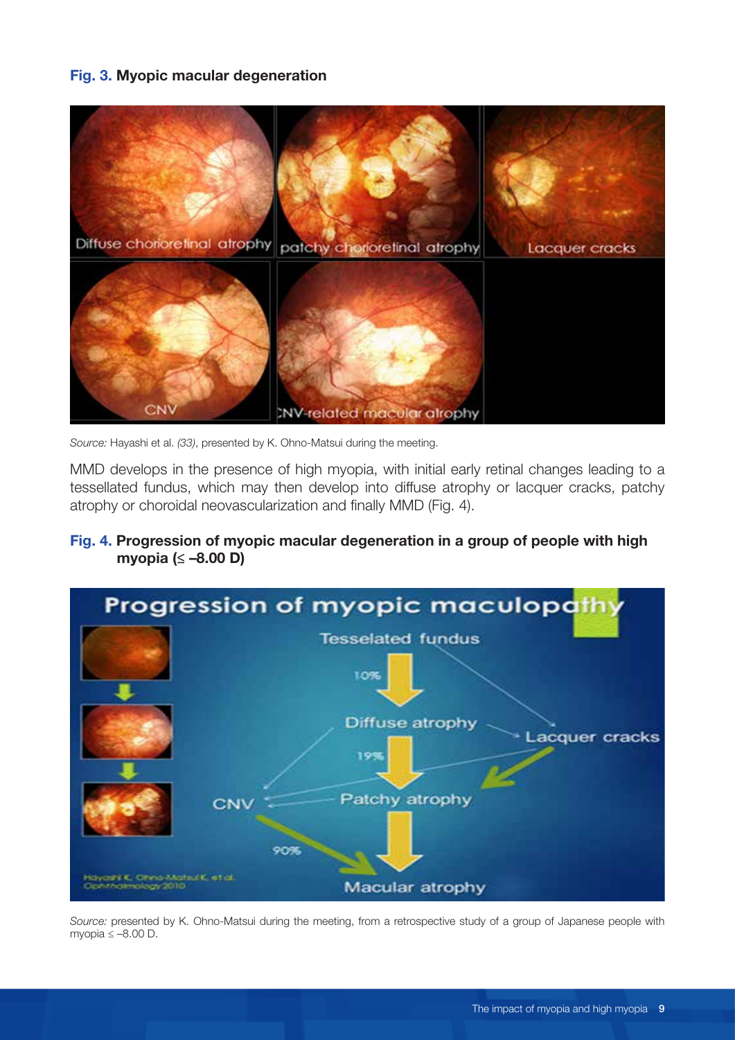**Fig. 3. Myopic macular degeneration**

*Source:* Hayashi et al. *(33)*, presented by K. Ohno-Matsui during the meeting.

MMD develops in the presence of high myopia, with initial early retinal changes leading to a tessellated fundus, which may then develop into diffuse atrophy or lacquer cracks, patchy atrophy or choroidal neovascularization and finally MMD (Fig. 4).

**Fig. 4. Progression of myopic macular degeneration in a group of people with high myopia (≤ –8.00 D)**

*Source:* presented by K. Ohno-Matsui during the meeting, from a retrospective study of a group of Japanese people with myopia ≤ –8.00 D.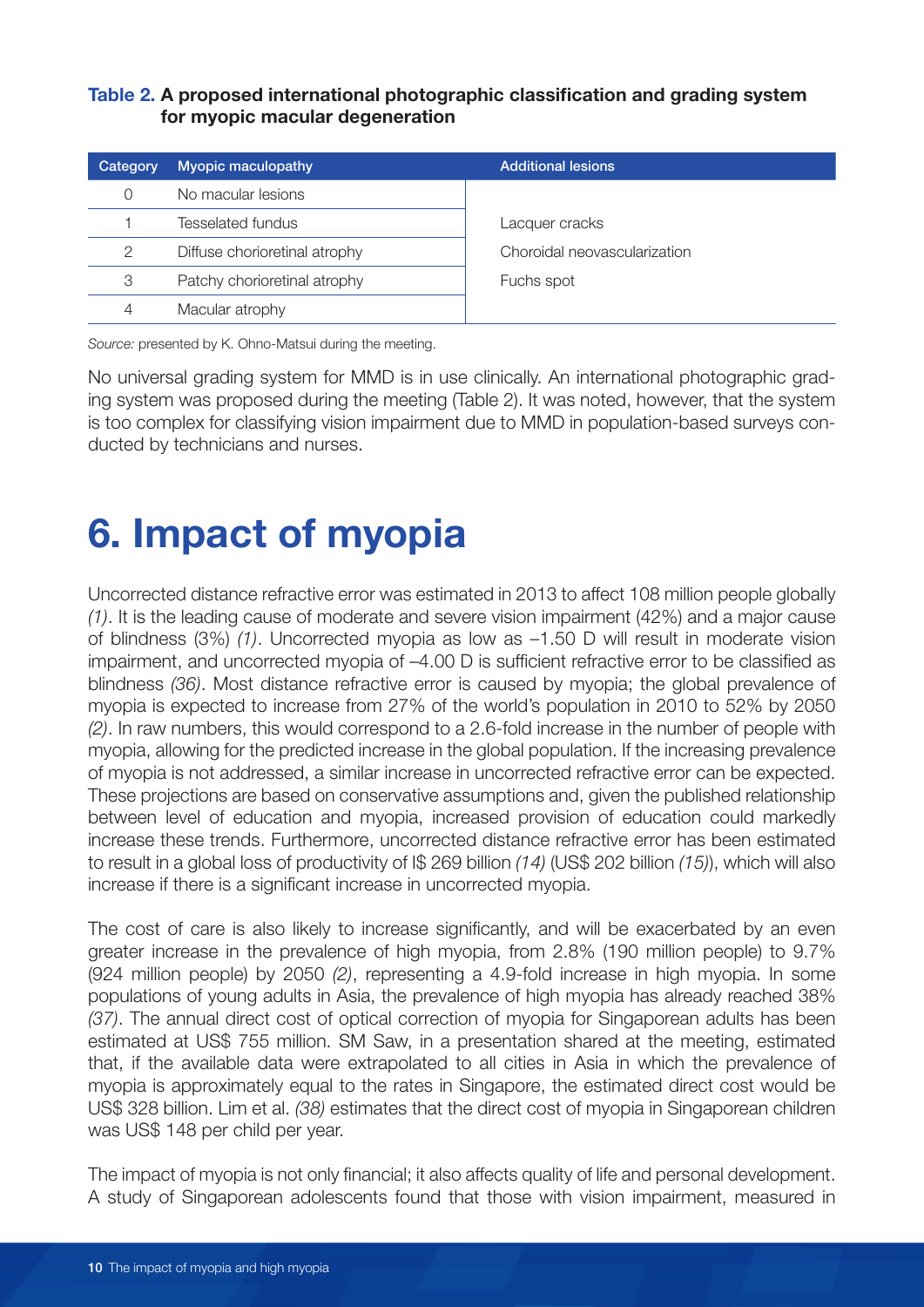**Table 2. A proposed international photographic classification and grading system for myopic macular degeneration**

| Category | Myopic maculopathy | Additional lesions |
|---|---|---|
| 0 | No macular lesions | |
| 1 | Tesselated fundus | Lacquer cracks |
| 2 | Diffuse chorioretinal atrophy | Choroidal neovascularization |
| 3 | Patchy chorioretinal atrophy | Fuchs spot |
| 4 | Macular atrophy | |

*Source:* presented by K. Ohno-Matsui during the meeting.

No universal grading system for MMD is in use clinically. An international photographic grading system was proposed during the meeting (Table 2). It was noted, however, that the system is too complex for classifying vision impairment due to MMD in population-based surveys conducted by technicians and nurses.

# 6. Impact of myopia

Uncorrected distance refractive error was estimated in 2013 to affect 108 million people globally *(1)*. It is the leading cause of moderate and severe vision impairment (42%) and a major cause of blindness (3%) *(1)*. Uncorrected myopia as low as –1.50 D will result in moderate vision impairment, and uncorrected myopia of –4.00 D is sufficient refractive error to be classified as blindness *(36)*. Most distance refractive error is caused by myopia; the global prevalence of myopia is expected to increase from 27% of the world's population in 2010 to 52% by 2050 *(2)*. In raw numbers, this would correspond to a 2.6-fold increase in the number of people with myopia, allowing for the predicted increase in the global population. If the increasing prevalence of myopia is not addressed, a similar increase in uncorrected refractive error can be expected. These projections are based on conservative assumptions and, given the published relationship between level of education and myopia, increased provision of education could markedly increase these trends. Furthermore, uncorrected distance refractive error has been estimated to result in a global loss of productivity of I$ 269 billion *(14)* (US$ 202 billion *(15)*), which will also increase if there is a significant increase in uncorrected myopia.

The cost of care is also likely to increase significantly, and will be exacerbated by an even greater increase in the prevalence of high myopia, from 2.8% (190 million people) to 9.7% (924 million people) by 2050 *(2)*, representing a 4.9-fold increase in high myopia. In some populations of young adults in Asia, the prevalence of high myopia has already reached 38% *(37)*. The annual direct cost of optical correction of myopia for Singaporean adults has been estimated at US$ 755 million. SM Saw, in a presentation shared at the meeting, estimated that, if the available data were extrapolated to all cities in Asia in which the prevalence of myopia is approximately equal to the rates in Singapore, the estimated direct cost would be US$ 328 billion. Lim et al. *(38)* estimates that the direct cost of myopia in Singaporean children was US$ 148 per child per year.

The impact of myopia is not only financial; it also affects quality of life and personal development. A study of Singaporean adolescents found that those with vision impairment, measured in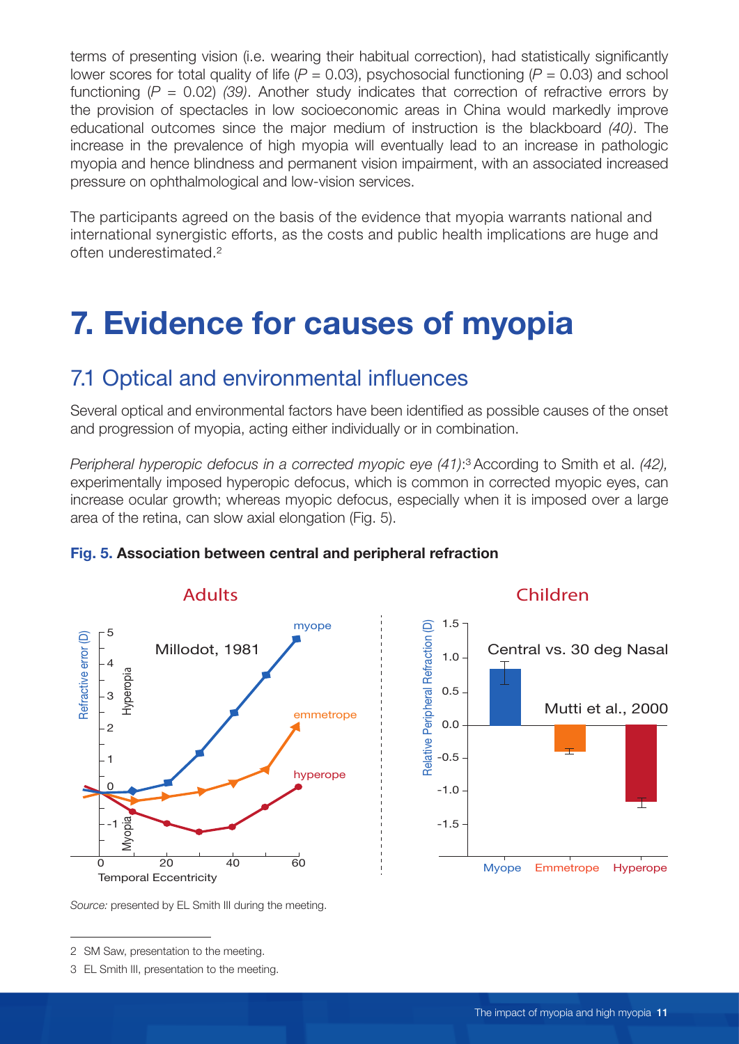terms of presenting vision (i.e. wearing their habitual correction), had statistically significantly lower scores for total quality of life ($P = 0.03$), psychosocial functioning ($P = 0.03$) and school functioning ($P = 0.02$) *(39)*. Another study indicates that correction of refractive errors by the provision of spectacles in low socioeconomic areas in China would markedly improve educational outcomes since the major medium of instruction is the blackboard *(40)*. The increase in the prevalence of high myopia will eventually lead to an increase in pathologic myopia and hence blindness and permanent vision impairment, with an associated increased pressure on ophthalmological and low-vision services.

The participants agreed on the basis of the evidence that myopia warrants national and international synergistic efforts, as the costs and public health implications are huge and often underestimated.[2]

# 7. Evidence for causes of myopia

## 7.1 Optical and environmental influences

Several optical and environmental factors have been identified as possible causes of the onset and progression of myopia, acting either individually or in combination.

*Peripheral hyperopic defocus in a corrected myopic eye (41)*:[3] According to Smith et al. *(42),* experimentally imposed hyperopic defocus, which is common in corrected myopic eyes, can increase ocular growth; whereas myopic defocus, especially when it is imposed over a large area of the retina, can slow axial elongation (Fig. 5).

**Fig. 5. Association between central and peripheral refraction**

Source: presented by EL Smith III during the meeting.

2 SM Saw, presentation to the meeting.

3 EL Smith III, presentation to the meeting.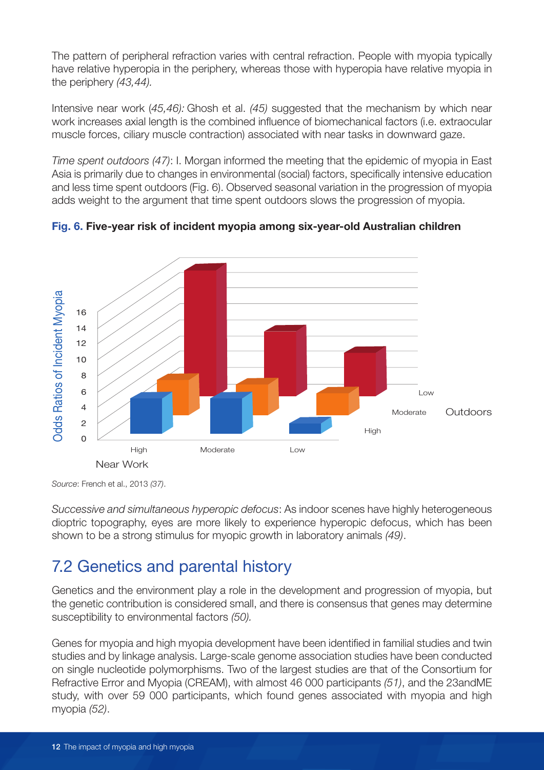The pattern of peripheral refraction varies with central refraction. People with myopia typically have relative hyperopia in the periphery, whereas those with hyperopia have relative myopia in the periphery *(43,44).*

Intensive near work (*45,46*)*:* Ghosh et al. *(45)* suggested that the mechanism by which near work increases axial length is the combined influence of biomechanical factors (i.e. extraocular muscle forces, ciliary muscle contraction) associated with near tasks in downward gaze.

*Time spent outdoors (47)*: I. Morgan informed the meeting that the epidemic of myopia in East Asia is primarily due to changes in environmental (social) factors, specifically intensive education and less time spent outdoors (Fig. 6). Observed seasonal variation in the progression of myopia adds weight to the argument that time spent outdoors slows the progression of myopia.

**Fig. 6. Five-year risk of incident myopia among six-year-old Australian children**

*Source*: French et al., 2013 *(37)*.

*Successive and simultaneous hyperopic defocus*: As indoor scenes have highly heterogeneous dioptric topography, eyes are more likely to experience hyperopic defocus, which has been shown to be a strong stimulus for myopic growth in laboratory animals *(49)*.

## 7.2 Genetics and parental history

Genetics and the environment play a role in the development and progression of myopia, but the genetic contribution is considered small, and there is consensus that genes may determine susceptibility to environmental factors *(50).*

Genes for myopia and high myopia development have been identified in familial studies and twin studies and by linkage analysis. Large-scale genome association studies have been conducted on single nucleotide polymorphisms. Two of the largest studies are that of the Consortium for Refractive Error and Myopia (CREAM), with almost 46 000 participants *(51)*, and the 23andME study, with over 59 000 participants, which found genes associated with myopia and high myopia *(52)*.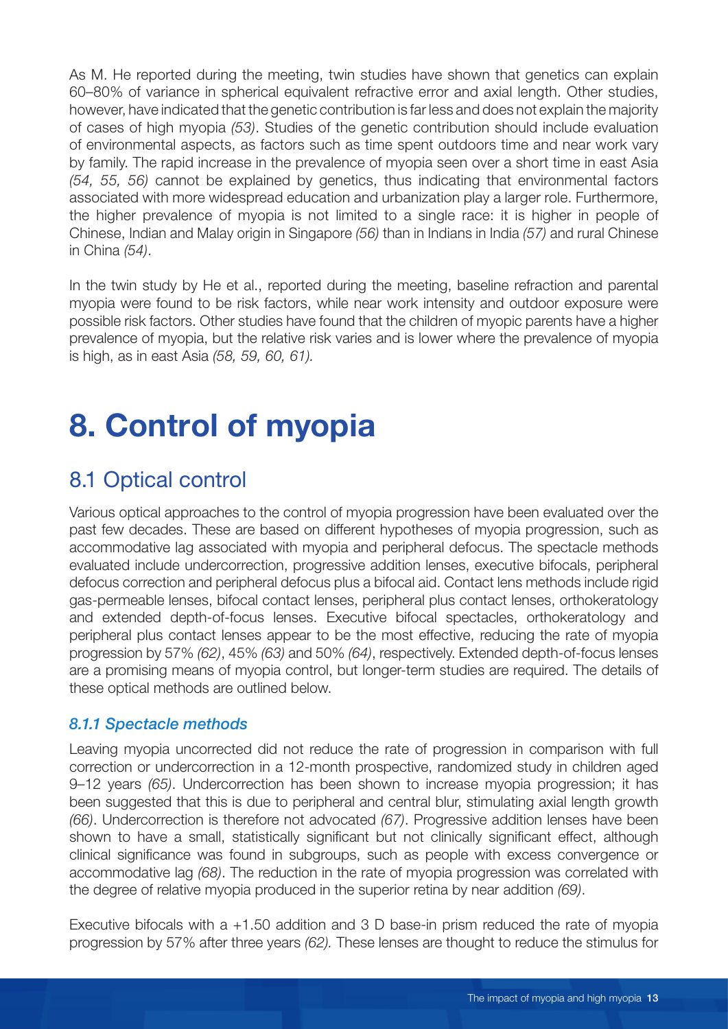As M. He reported during the meeting, twin studies have shown that genetics can explain 60–80% of variance in spherical equivalent refractive error and axial length. Other studies, however, have indicated that the genetic contribution is far less and does not explain the majority of cases of high myopia *(53)*. Studies of the genetic contribution should include evaluation of environmental aspects, as factors such as time spent outdoors time and near work vary by family. The rapid increase in the prevalence of myopia seen over a short time in east Asia *(54, 55, 56)* cannot be explained by genetics, thus indicating that environmental factors associated with more widespread education and urbanization play a larger role. Furthermore, the higher prevalence of myopia is not limited to a single race: it is higher in people of Chinese, Indian and Malay origin in Singapore *(56)* than in Indians in India *(57)* and rural Chinese in China *(54)*.

In the twin study by He et al., reported during the meeting, baseline refraction and parental myopia were found to be risk factors, while near work intensity and outdoor exposure were possible risk factors. Other studies have found that the children of myopic parents have a higher prevalence of myopia, but the relative risk varies and is lower where the prevalence of myopia is high, as in east Asia *(58, 59, 60, 61).*

# 8. Control of myopia

## 8.1 Optical control

Various optical approaches to the control of myopia progression have been evaluated over the past few decades. These are based on different hypotheses of myopia progression, such as accommodative lag associated with myopia and peripheral defocus. The spectacle methods evaluated include undercorrection, progressive addition lenses, executive bifocals, peripheral defocus correction and peripheral defocus plus a bifocal aid. Contact lens methods include rigid gas-permeable lenses, bifocal contact lenses, peripheral plus contact lenses, orthokeratology and extended depth-of-focus lenses. Executive bifocal spectacles, orthokeratology and peripheral plus contact lenses appear to be the most effective, reducing the rate of myopia progression by 57% *(62)*, 45% *(63)* and 50% *(64)*, respectively. Extended depth-of-focus lenses are a promising means of myopia control, but longer-term studies are required. The details of these optical methods are outlined below.

### *8.1.1 Spectacle methods*

Leaving myopia uncorrected did not reduce the rate of progression in comparison with full correction or undercorrection in a 12-month prospective, randomized study in children aged 9–12 years *(65)*. Undercorrection has been shown to increase myopia progression; it has been suggested that this is due to peripheral and central blur, stimulating axial length growth *(66)*. Undercorrection is therefore not advocated *(67)*. Progressive addition lenses have been shown to have a small, statistically significant but not clinically significant effect, although clinical significance was found in subgroups, such as people with excess convergence or accommodative lag *(68)*. The reduction in the rate of myopia progression was correlated with the degree of relative myopia produced in the superior retina by near addition *(69)*.

Executive bifocals with a +1.50 addition and 3 D base-in prism reduced the rate of myopia progression by 57% after three years *(62).* These lenses are thought to reduce the stimulus for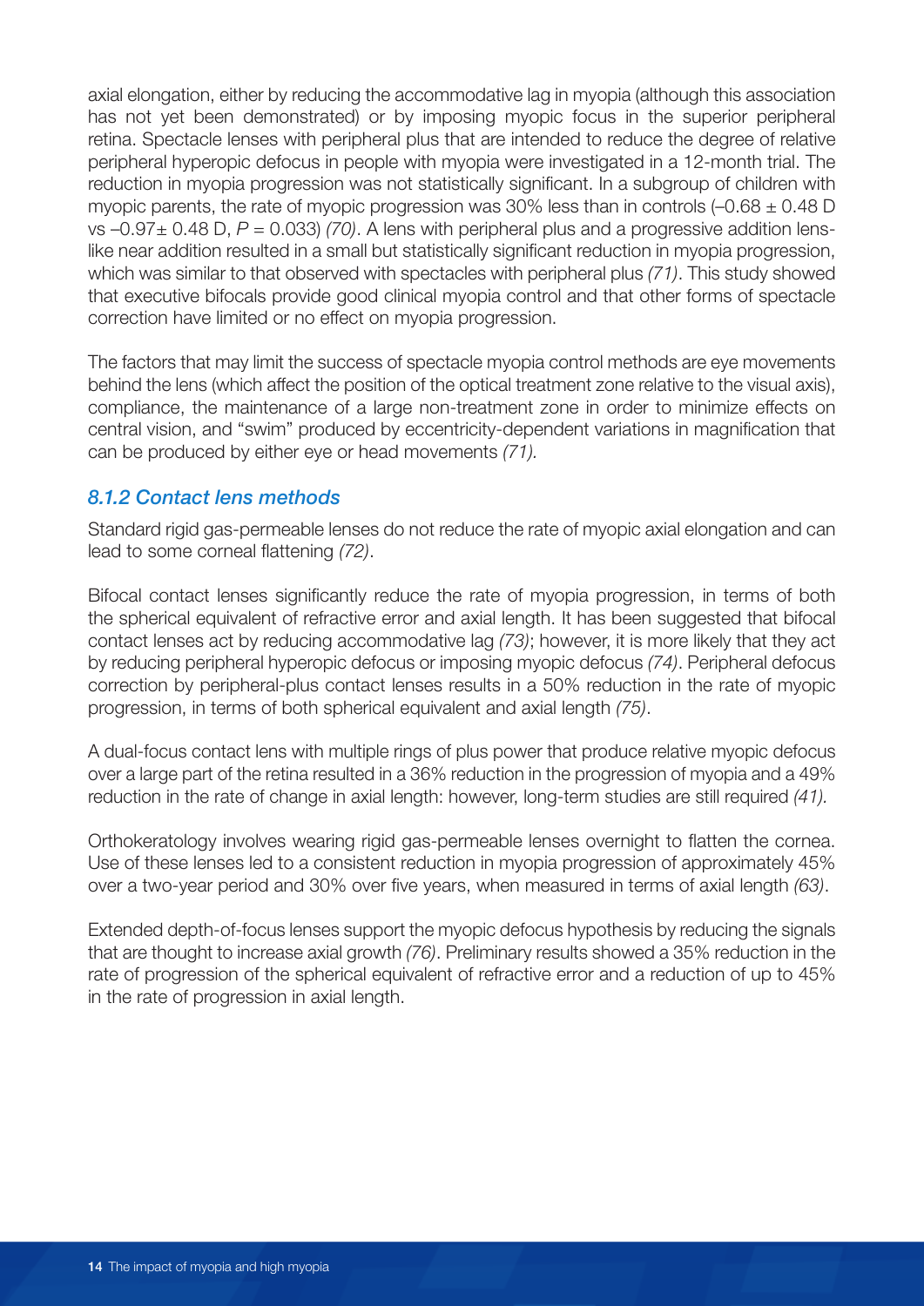axial elongation, either by reducing the accommodative lag in myopia (although this association has not yet been demonstrated) or by imposing myopic focus in the superior peripheral retina. Spectacle lenses with peripheral plus that are intended to reduce the degree of relative peripheral hyperopic defocus in people with myopia were investigated in a 12-month trial. The reduction in myopia progression was not statistically significant. In a subgroup of children with myopic parents, the rate of myopic progression was 30% less than in controls (–0.68 ± 0.48 D vs –0.97± 0.48 D, $P = 0.033$) *(70)*. A lens with peripheral plus and a progressive addition lens-like near addition resulted in a small but statistically significant reduction in myopia progression, which was similar to that observed with spectacles with peripheral plus *(71)*. This study showed that executive bifocals provide good clinical myopia control and that other forms of spectacle correction have limited or no effect on myopia progression.

The factors that may limit the success of spectacle myopia control methods are eye movements behind the lens (which affect the position of the optical treatment zone relative to the visual axis), compliance, the maintenance of a large non-treatment zone in order to minimize effects on central vision, and "swim" produced by eccentricity-dependent variations in magnification that can be produced by either eye or head movements *(71)*.

### *8.1.2 Contact lens methods*

Standard rigid gas-permeable lenses do not reduce the rate of myopic axial elongation and can lead to some corneal flattening *(72)*.

Bifocal contact lenses significantly reduce the rate of myopia progression, in terms of both the spherical equivalent of refractive error and axial length. It has been suggested that bifocal contact lenses act by reducing accommodative lag *(73)*; however, it is more likely that they act by reducing peripheral hyperopic defocus or imposing myopic defocus *(74)*. Peripheral defocus correction by peripheral-plus contact lenses results in a 50% reduction in the rate of myopic progression, in terms of both spherical equivalent and axial length *(75)*.

A dual-focus contact lens with multiple rings of plus power that produce relative myopic defocus over a large part of the retina resulted in a 36% reduction in the progression of myopia and a 49% reduction in the rate of change in axial length: however, long-term studies are still required *(41)*.

Orthokeratology involves wearing rigid gas-permeable lenses overnight to flatten the cornea. Use of these lenses led to a consistent reduction in myopia progression of approximately 45% over a two-year period and 30% over five years, when measured in terms of axial length *(63)*.

Extended depth-of-focus lenses support the myopic defocus hypothesis by reducing the signals that are thought to increase axial growth *(76)*. Preliminary results showed a 35% reduction in the rate of progression of the spherical equivalent of refractive error and a reduction of up to 45% in the rate of progression in axial length.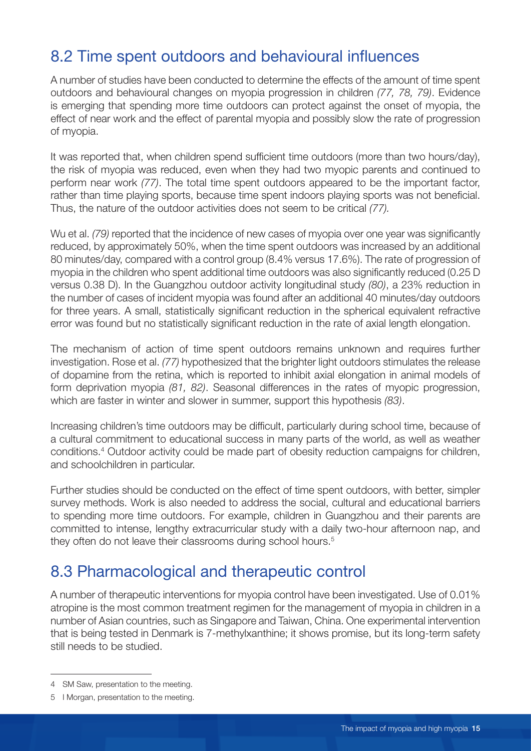## 8.2 Time spent outdoors and behavioural influences

A number of studies have been conducted to determine the effects of the amount of time spent outdoors and behavioural changes on myopia progression in children *(77, 78, 79)*. Evidence is emerging that spending more time outdoors can protect against the onset of myopia, the effect of near work and the effect of parental myopia and possibly slow the rate of progression of myopia.

It was reported that, when children spend sufficient time outdoors (more than two hours/day), the risk of myopia was reduced, even when they had two myopic parents and continued to perform near work *(77)*. The total time spent outdoors appeared to be the important factor, rather than time playing sports, because time spent indoors playing sports was not beneficial. Thus, the nature of the outdoor activities does not seem to be critical *(77).*

Wu et al. *(79)* reported that the incidence of new cases of myopia over one year was significantly reduced, by approximately 50%, when the time spent outdoors was increased by an additional 80 minutes/day, compared with a control group (8.4% versus 17.6%). The rate of progression of myopia in the children who spent additional time outdoors was also significantly reduced (0.25 D versus 0.38 D). In the Guangzhou outdoor activity longitudinal study *(80)*, a 23% reduction in the number of cases of incident myopia was found after an additional 40 minutes/day outdoors for three years. A small, statistically significant reduction in the spherical equivalent refractive error was found but no statistically significant reduction in the rate of axial length elongation.

The mechanism of action of time spent outdoors remains unknown and requires further investigation. Rose et al. *(77)* hypothesized that the brighter light outdoors stimulates the release of dopamine from the retina, which is reported to inhibit axial elongation in animal models of form deprivation myopia *(81, 82)*. Seasonal differences in the rates of myopic progression, which are faster in winter and slower in summer, support this hypothesis *(83)*.

Increasing children's time outdoors may be difficult, particularly during school time, because of a cultural commitment to educational success in many parts of the world, as well as weather conditions.[4] Outdoor activity could be made part of obesity reduction campaigns for children, and schoolchildren in particular.

Further studies should be conducted on the effect of time spent outdoors, with better, simpler survey methods. Work is also needed to address the social, cultural and educational barriers to spending more time outdoors. For example, children in Guangzhou and their parents are committed to intense, lengthy extracurricular study with a daily two-hour afternoon nap, and they often do not leave their classrooms during school hours.[5]

## 8.3 Pharmacological and therapeutic control

A number of therapeutic interventions for myopia control have been investigated. Use of 0.01% atropine is the most common treatment regimen for the management of myopia in children in a number of Asian countries, such as Singapore and Taiwan, China. One experimental intervention that is being tested in Denmark is 7-methylxanthine; it shows promise, but its long-term safety still needs to be studied.

---

4 SM Saw, presentation to the meeting.

5 I Morgan, presentation to the meeting.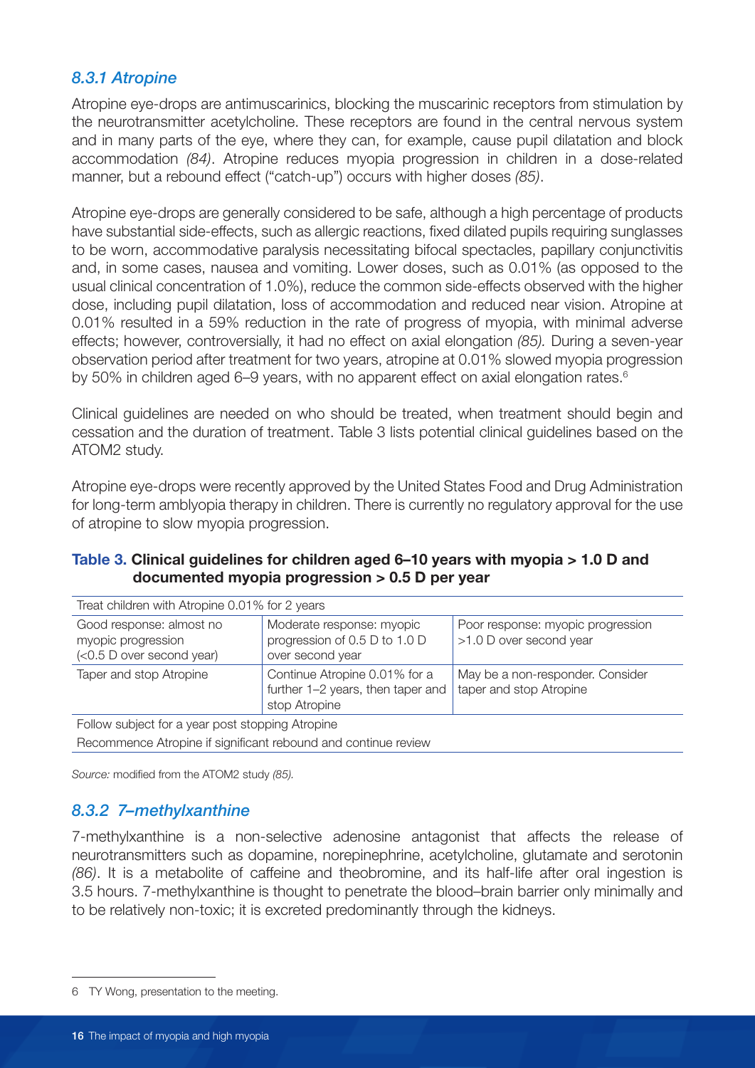### *8.3.1 Atropine*

Atropine eye-drops are antimuscarinics, blocking the muscarinic receptors from stimulation by the neurotransmitter acetylcholine. These receptors are found in the central nervous system and in many parts of the eye, where they can, for example, cause pupil dilatation and block accommodation *(84)*. Atropine reduces myopia progression in children in a dose-related manner, but a rebound effect ("catch-up") occurs with higher doses *(85)*.

Atropine eye-drops are generally considered to be safe, although a high percentage of products have substantial side-effects, such as allergic reactions, fixed dilated pupils requiring sunglasses to be worn, accommodative paralysis necessitating bifocal spectacles, papillary conjunctivitis and, in some cases, nausea and vomiting. Lower doses, such as 0.01% (as opposed to the usual clinical concentration of 1.0%), reduce the common side-effects observed with the higher dose, including pupil dilatation, loss of accommodation and reduced near vision. Atropine at 0.01% resulted in a 59% reduction in the rate of progress of myopia, with minimal adverse effects; however, controversially, it had no effect on axial elongation *(85).* During a seven-year observation period after treatment for two years, atropine at 0.01% slowed myopia progression by 50% in children aged 6–9 years, with no apparent effect on axial elongation rates.[6]

Clinical guidelines are needed on who should be treated, when treatment should begin and cessation and the duration of treatment. Table 3 lists potential clinical guidelines based on the ATOM2 study.

Atropine eye-drops were recently approved by the United States Food and Drug Administration for long-term amblyopia therapy in children. There is currently no regulatory approval for the use of atropine to slow myopia progression.

**Table 3. Clinical guidelines for children aged 6–10 years with myopia > 1.0 D and documented myopia progression > 0.5 D per year**

| Treat children with Atropine 0.01% for 2 years | | |
|---|---|---|
| Good response: almost no myopic progression (<0.5 D over second year) | Moderate response: myopic progression of 0.5 D to 1.0 D over second year | Poor response: myopic progression >1.0 D over second year |
| Taper and stop Atropine | Continue Atropine 0.01% for a further 1–2 years, then taper and stop Atropine | May be a non-responder. Consider taper and stop Atropine |
| Follow subject for a year post stopping Atropine | | |
| Recommence Atropine if significant rebound and continue review | | |

*Source:* modified from the ATOM2 study *(85).*

### *8.3.2 7–methylxanthine*

7-methylxanthine is a non-selective adenosine antagonist that affects the release of neurotransmitters such as dopamine, norepinephrine, acetylcholine, glutamate and serotonin *(86)*. It is a metabolite of caffeine and theobromine, and its half-life after oral ingestion is 3.5 hours. 7-methylxanthine is thought to penetrate the blood–brain barrier only minimally and to be relatively non-toxic; it is excreted predominantly through the kidneys.

6 TY Wong, presentation to the meeting.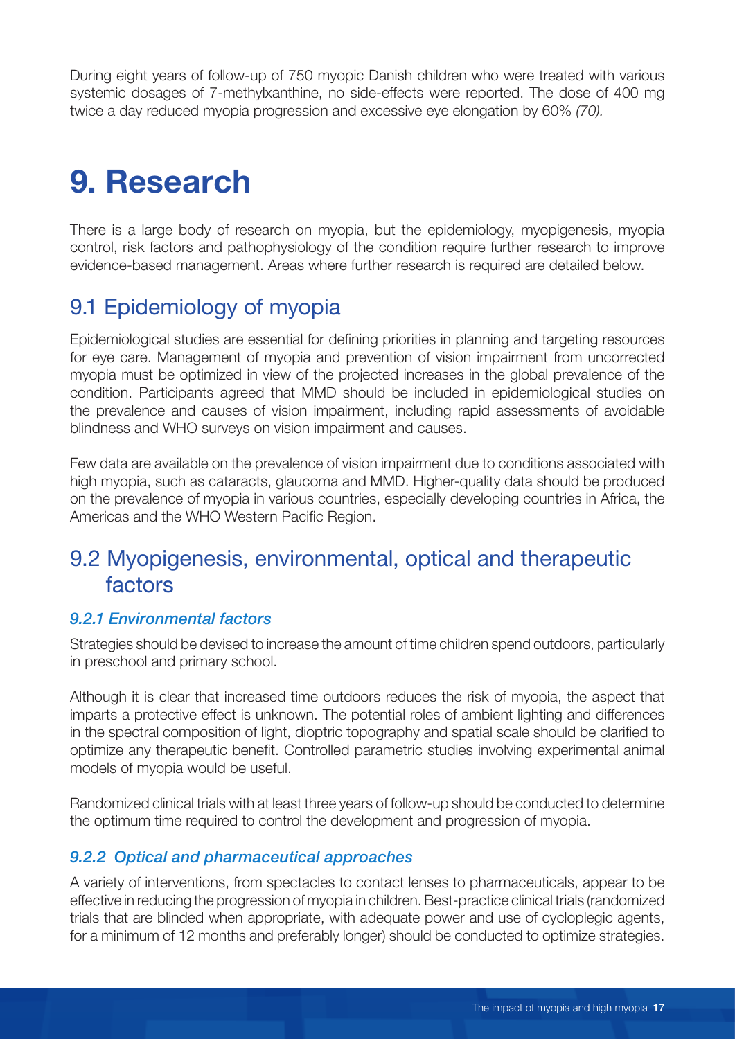During eight years of follow-up of 750 myopic Danish children who were treated with various systemic dosages of 7-methylxanthine, no side-effects were reported. The dose of 400 mg twice a day reduced myopia progression and excessive eye elongation by 60% *(70).*

# 9. Research

There is a large body of research on myopia, but the epidemiology, myopigenesis, myopia control, risk factors and pathophysiology of the condition require further research to improve evidence-based management. Areas where further research is required are detailed below.

## 9.1 Epidemiology of myopia

Epidemiological studies are essential for defining priorities in planning and targeting resources for eye care. Management of myopia and prevention of vision impairment from uncorrected myopia must be optimized in view of the projected increases in the global prevalence of the condition. Participants agreed that MMD should be included in epidemiological studies on the prevalence and causes of vision impairment, including rapid assessments of avoidable blindness and WHO surveys on vision impairment and causes.

Few data are available on the prevalence of vision impairment due to conditions associated with high myopia, such as cataracts, glaucoma and MMD. Higher-quality data should be produced on the prevalence of myopia in various countries, especially developing countries in Africa, the Americas and the WHO Western Pacific Region.

## 9.2 Myopigenesis, environmental, optical and therapeutic factors

### *9.2.1 Environmental factors*

Strategies should be devised to increase the amount of time children spend outdoors, particularly in preschool and primary school.

Although it is clear that increased time outdoors reduces the risk of myopia, the aspect that imparts a protective effect is unknown. The potential roles of ambient lighting and differences in the spectral composition of light, dioptric topography and spatial scale should be clarified to optimize any therapeutic benefit. Controlled parametric studies involving experimental animal models of myopia would be useful.

Randomized clinical trials with at least three years of follow-up should be conducted to determine the optimum time required to control the development and progression of myopia.

### *9.2.2 Optical and pharmaceutical approaches*

A variety of interventions, from spectacles to contact lenses to pharmaceuticals, appear to be effective in reducing the progression of myopia in children. Best-practice clinical trials (randomized trials that are blinded when appropriate, with adequate power and use of cycloplegic agents, for a minimum of 12 months and preferably longer) should be conducted to optimize strategies.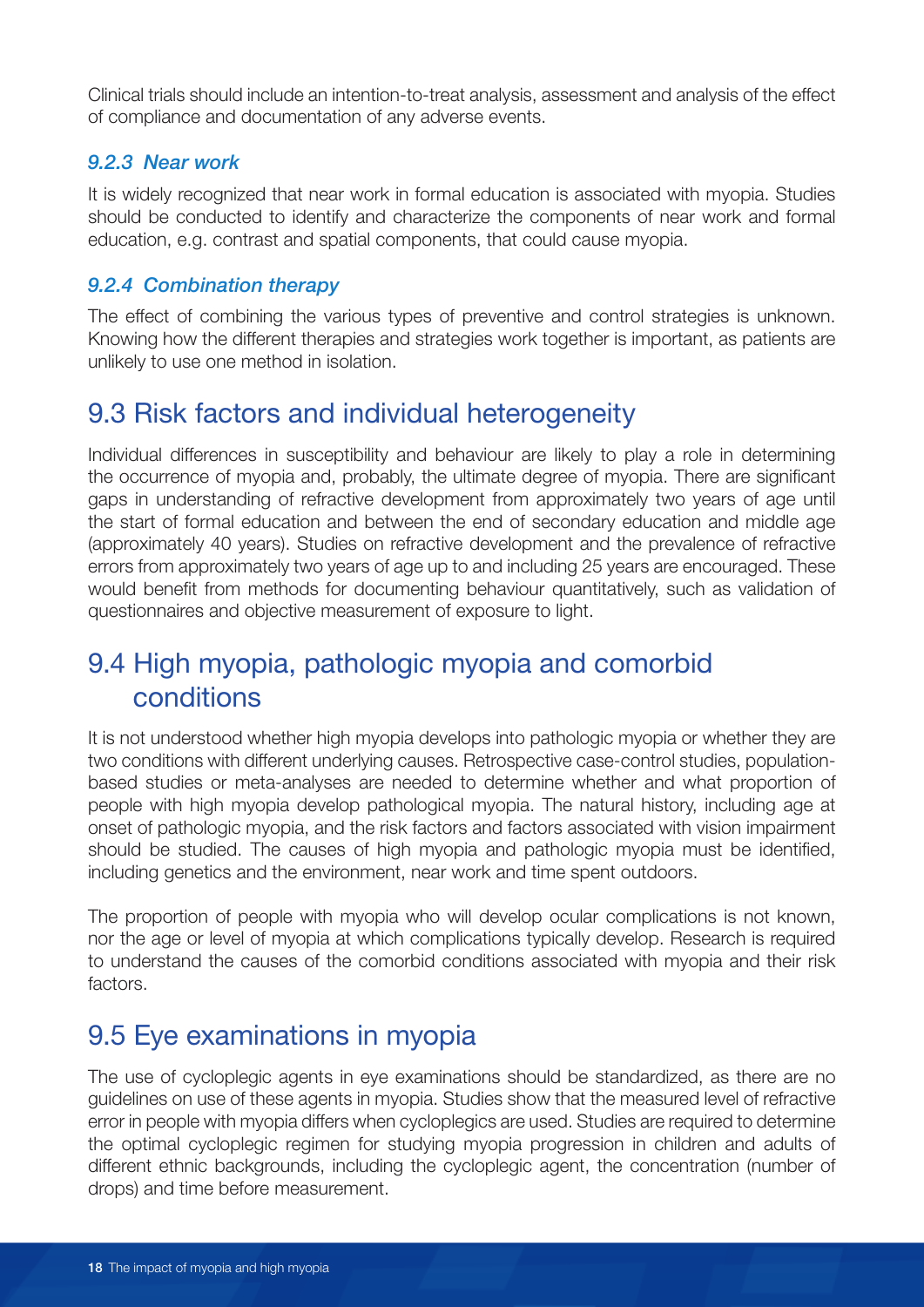Clinical trials should include an intention-to-treat analysis, assessment and analysis of the effect of compliance and documentation of any adverse events.

### *9.2.3 Near work*

It is widely recognized that near work in formal education is associated with myopia. Studies should be conducted to identify and characterize the components of near work and formal education, e.g. contrast and spatial components, that could cause myopia.

### *9.2.4 Combination therapy*

The effect of combining the various types of preventive and control strategies is unknown. Knowing how the different therapies and strategies work together is important, as patients are unlikely to use one method in isolation.

## 9.3 Risk factors and individual heterogeneity

Individual differences in susceptibility and behaviour are likely to play a role in determining the occurrence of myopia and, probably, the ultimate degree of myopia. There are significant gaps in understanding of refractive development from approximately two years of age until the start of formal education and between the end of secondary education and middle age (approximately 40 years). Studies on refractive development and the prevalence of refractive errors from approximately two years of age up to and including 25 years are encouraged. These would benefit from methods for documenting behaviour quantitatively, such as validation of questionnaires and objective measurement of exposure to light.

## 9.4 High myopia, pathologic myopia and comorbid conditions

It is not understood whether high myopia develops into pathologic myopia or whether they are two conditions with different underlying causes. Retrospective case-control studies, population-based studies or meta-analyses are needed to determine whether and what proportion of people with high myopia develop pathological myopia. The natural history, including age at onset of pathologic myopia, and the risk factors and factors associated with vision impairment should be studied. The causes of high myopia and pathologic myopia must be identified, including genetics and the environment, near work and time spent outdoors.

The proportion of people with myopia who will develop ocular complications is not known, nor the age or level of myopia at which complications typically develop. Research is required to understand the causes of the comorbid conditions associated with myopia and their risk factors.

## 9.5 Eye examinations in myopia

The use of cycloplegic agents in eye examinations should be standardized, as there are no guidelines on use of these agents in myopia. Studies show that the measured level of refractive error in people with myopia differs when cycloplegics are used. Studies are required to determine the optimal cycloplegic regimen for studying myopia progression in children and adults of different ethnic backgrounds, including the cycloplegic agent, the concentration (number of drops) and time before measurement.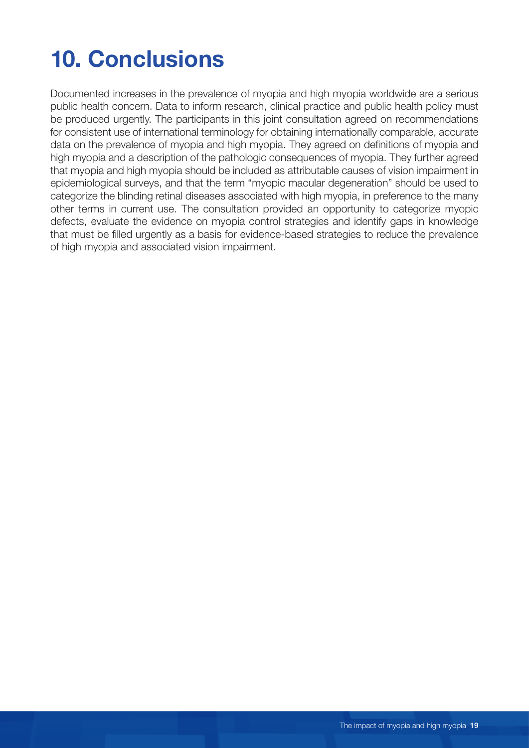# 10. Conclusions

Documented increases in the prevalence of myopia and high myopia worldwide are a serious public health concern. Data to inform research, clinical practice and public health policy must be produced urgently. The participants in this joint consultation agreed on recommendations for consistent use of international terminology for obtaining internationally comparable, accurate data on the prevalence of myopia and high myopia. They agreed on definitions of myopia and high myopia and a description of the pathologic consequences of myopia. They further agreed that myopia and high myopia should be included as attributable causes of vision impairment in epidemiological surveys, and that the term "myopic macular degeneration" should be used to categorize the blinding retinal diseases associated with high myopia, in preference to the many other terms in current use. The consultation provided an opportunity to categorize myopic defects, evaluate the evidence on myopia control strategies and identify gaps in knowledge that must be filled urgently as a basis for evidence-based strategies to reduce the prevalence of high myopia and associated vision impairment.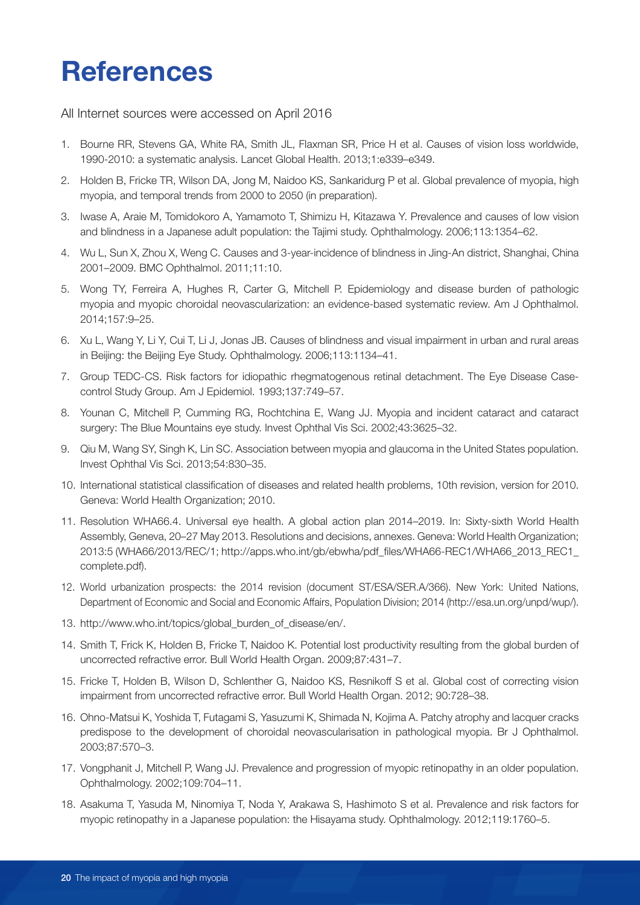# References

All Internet sources were accessed on April 2016

1. Bourne RR, Stevens GA, White RA, Smith JL, Flaxman SR, Price H et al. Causes of vision loss worldwide, 1990-2010: a systematic analysis. Lancet Global Health. 2013;1:e339–e349.
2. Holden B, Fricke TR, Wilson DA, Jong M, Naidoo KS, Sankaridurg P et al. Global prevalence of myopia, high myopia, and temporal trends from 2000 to 2050 (in preparation).
3. Iwase A, Araie M, Tomidokoro A, Yamamoto T, Shimizu H, Kitazawa Y. Prevalence and causes of low vision and blindness in a Japanese adult population: the Tajimi study. Ophthalmology. 2006;113:1354–62.
4. Wu L, Sun X, Zhou X, Weng C. Causes and 3-year-incidence of blindness in Jing-An district, Shanghai, China 2001–2009. BMC Ophthalmol. 2011;11:10.
5. Wong TY, Ferreira A, Hughes R, Carter G, Mitchell P. Epidemiology and disease burden of pathologic myopia and myopic choroidal neovascularization: an evidence-based systematic review. Am J Ophthalmol. 2014;157:9–25.
6. Xu L, Wang Y, Li Y, Cui T, Li J, Jonas JB. Causes of blindness and visual impairment in urban and rural areas in Beijing: the Beijing Eye Study. Ophthalmology. 2006;113:1134–41.
7. Group TEDC-CS. Risk factors for idiopathic rhegmatogenous retinal detachment. The Eye Disease Case-control Study Group. Am J Epidemiol. 1993;137:749–57.
8. Younan C, Mitchell P, Cumming RG, Rochtchina E, Wang JJ. Myopia and incident cataract and cataract surgery: The Blue Mountains eye study. Invest Ophthal Vis Sci. 2002;43:3625–32.
9. Qiu M, Wang SY, Singh K, Lin SC. Association between myopia and glaucoma in the United States population. Invest Ophthal Vis Sci. 2013;54:830–35.
10. International statistical classification of diseases and related health problems, 10th revision, version for 2010. Geneva: World Health Organization; 2010.
11. Resolution WHA66.4. Universal eye health. A global action plan 2014–2019. In: Sixty-sixth World Health Assembly, Geneva, 20–27 May 2013. Resolutions and decisions, annexes. Geneva: World Health Organization; 2013:5 (WHA66/2013/REC/1; http://apps.who.int/gb/ebwha/pdf_files/WHA66-REC1/WHA66_2013_REC1_complete.pdf).
12. World urbanization prospects: the 2014 revision (document ST/ESA/SER.A/366). New York: United Nations, Department of Economic and Social and Economic Affairs, Population Division; 2014 (http://esa.un.org/unpd/wup/).
13. http://www.who.int/topics/global_burden_of_disease/en/.
14. Smith T, Frick K, Holden B, Fricke T, Naidoo K. Potential lost productivity resulting from the global burden of uncorrected refractive error. Bull World Health Organ. 2009;87:431–7.
15. Fricke T, Holden B, Wilson D, Schlenther G, Naidoo KS, Resnikoff S et al. Global cost of correcting vision impairment from uncorrected refractive error. Bull World Health Organ. 2012; 90:728–38.
16. Ohno-Matsui K, Yoshida T, Futagami S, Yasuzumi K, Shimada N, Kojima A. Patchy atrophy and lacquer cracks predispose to the development of choroidal neovascularisation in pathological myopia. Br J Ophthalmol. 2003;87:570–3.
17. Vongphanit J, Mitchell P, Wang JJ. Prevalence and progression of myopic retinopathy in an older population. Ophthalmology. 2002;109:704–11.
18. Asakuma T, Yasuda M, Ninomiya T, Noda Y, Arakawa S, Hashimoto S et al. Prevalence and risk factors for myopic retinopathy in a Japanese population: the Hisayama study. Ophthalmology. 2012;119:1760–5.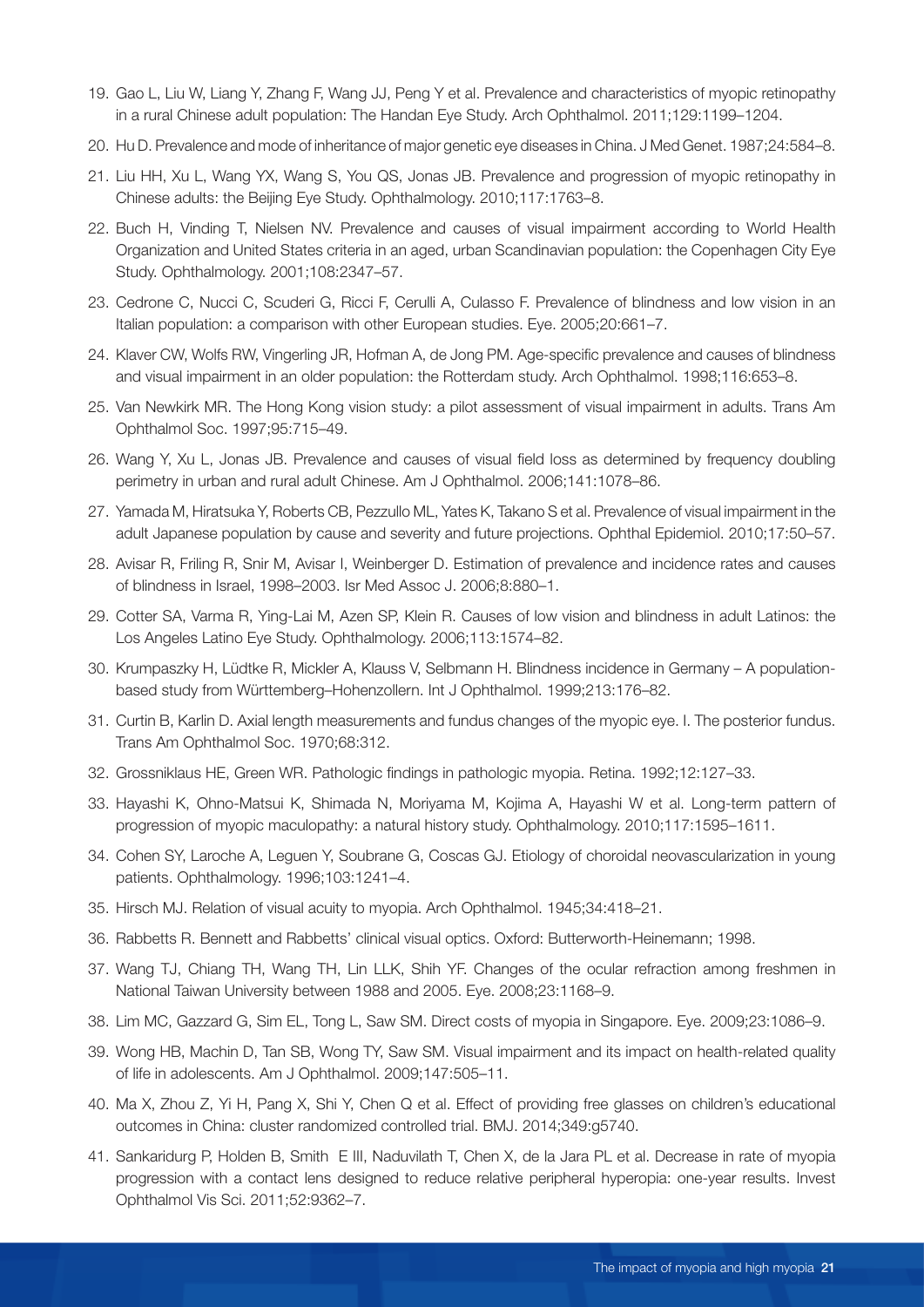19. Gao L, Liu W, Liang Y, Zhang F, Wang JJ, Peng Y et al. Prevalence and characteristics of myopic retinopathy in a rural Chinese adult population: The Handan Eye Study. Arch Ophthalmol. 2011;129:1199–1204.
20. Hu D. Prevalence and mode of inheritance of major genetic eye diseases in China. J Med Genet. 1987;24:584–8.
21. Liu HH, Xu L, Wang YX, Wang S, You QS, Jonas JB. Prevalence and progression of myopic retinopathy in Chinese adults: the Beijing Eye Study. Ophthalmology. 2010;117:1763–8.
22. Buch H, Vinding T, Nielsen NV. Prevalence and causes of visual impairment according to World Health Organization and United States criteria in an aged, urban Scandinavian population: the Copenhagen City Eye Study. Ophthalmology. 2001;108:2347–57.
23. Cedrone C, Nucci C, Scuderi G, Ricci F, Cerulli A, Culasso F. Prevalence of blindness and low vision in an Italian population: a comparison with other European studies. Eye. 2005;20:661–7.
24. Klaver CW, Wolfs RW, Vingerling JR, Hofman A, de Jong PM. Age-specific prevalence and causes of blindness and visual impairment in an older population: the Rotterdam study. Arch Ophthalmol. 1998;116:653–8.
25. Van Newkirk MR. The Hong Kong vision study: a pilot assessment of visual impairment in adults. Trans Am Ophthalmol Soc. 1997;95:715–49.
26. Wang Y, Xu L, Jonas JB. Prevalence and causes of visual field loss as determined by frequency doubling perimetry in urban and rural adult Chinese. Am J Ophthalmol. 2006;141:1078–86.
27. Yamada M, Hiratsuka Y, Roberts CB, Pezzullo ML, Yates K, Takano S et al. Prevalence of visual impairment in the adult Japanese population by cause and severity and future projections. Ophthal Epidemiol. 2010;17:50–57.
28. Avisar R, Friling R, Snir M, Avisar I, Weinberger D. Estimation of prevalence and incidence rates and causes of blindness in Israel, 1998–2003. Isr Med Assoc J. 2006;8:880–1.
29. Cotter SA, Varma R, Ying-Lai M, Azen SP, Klein R. Causes of low vision and blindness in adult Latinos: the Los Angeles Latino Eye Study. Ophthalmology. 2006;113:1574–82.
30. Krumpaszky H, Lüdtke R, Mickler A, Klauss V, Selbmann H. Blindness incidence in Germany – A population-based study from Württemberg–Hohenzollern. Int J Ophthalmol. 1999;213:176–82.
31. Curtin B, Karlin D. Axial length measurements and fundus changes of the myopic eye. I. The posterior fundus. Trans Am Ophthalmol Soc. 1970;68:312.
32. Grossniklaus HE, Green WR. Pathologic findings in pathologic myopia. Retina. 1992;12:127–33.
33. Hayashi K, Ohno-Matsui K, Shimada N, Moriyama M, Kojima A, Hayashi W et al. Long-term pattern of progression of myopic maculopathy: a natural history study. Ophthalmology. 2010;117:1595–1611.
34. Cohen SY, Laroche A, Leguen Y, Soubrane G, Coscas GJ. Etiology of choroidal neovascularization in young patients. Ophthalmology. 1996;103:1241–4.
35. Hirsch MJ. Relation of visual acuity to myopia. Arch Ophthalmol. 1945;34:418–21.
36. Rabbetts R. Bennett and Rabbetts' clinical visual optics. Oxford: Butterworth-Heinemann; 1998.
37. Wang TJ, Chiang TH, Wang TH, Lin LLK, Shih YF. Changes of the ocular refraction among freshmen in National Taiwan University between 1988 and 2005. Eye. 2008;23:1168–9.
38. Lim MC, Gazzard G, Sim EL, Tong L, Saw SM. Direct costs of myopia in Singapore. Eye. 2009;23:1086–9.
39. Wong HB, Machin D, Tan SB, Wong TY, Saw SM. Visual impairment and its impact on health-related quality of life in adolescents. Am J Ophthalmol. 2009;147:505–11.
40. Ma X, Zhou Z, Yi H, Pang X, Shi Y, Chen Q et al. Effect of providing free glasses on children's educational outcomes in China: cluster randomized controlled trial. BMJ. 2014;349:g5740.
41. Sankaridurg P, Holden B, Smith E III, Naduvilath T, Chen X, de la Jara PL et al. Decrease in rate of myopia progression with a contact lens designed to reduce relative peripheral hyperopia: one-year results. Invest Ophthalmol Vis Sci. 2011;52:9362–7.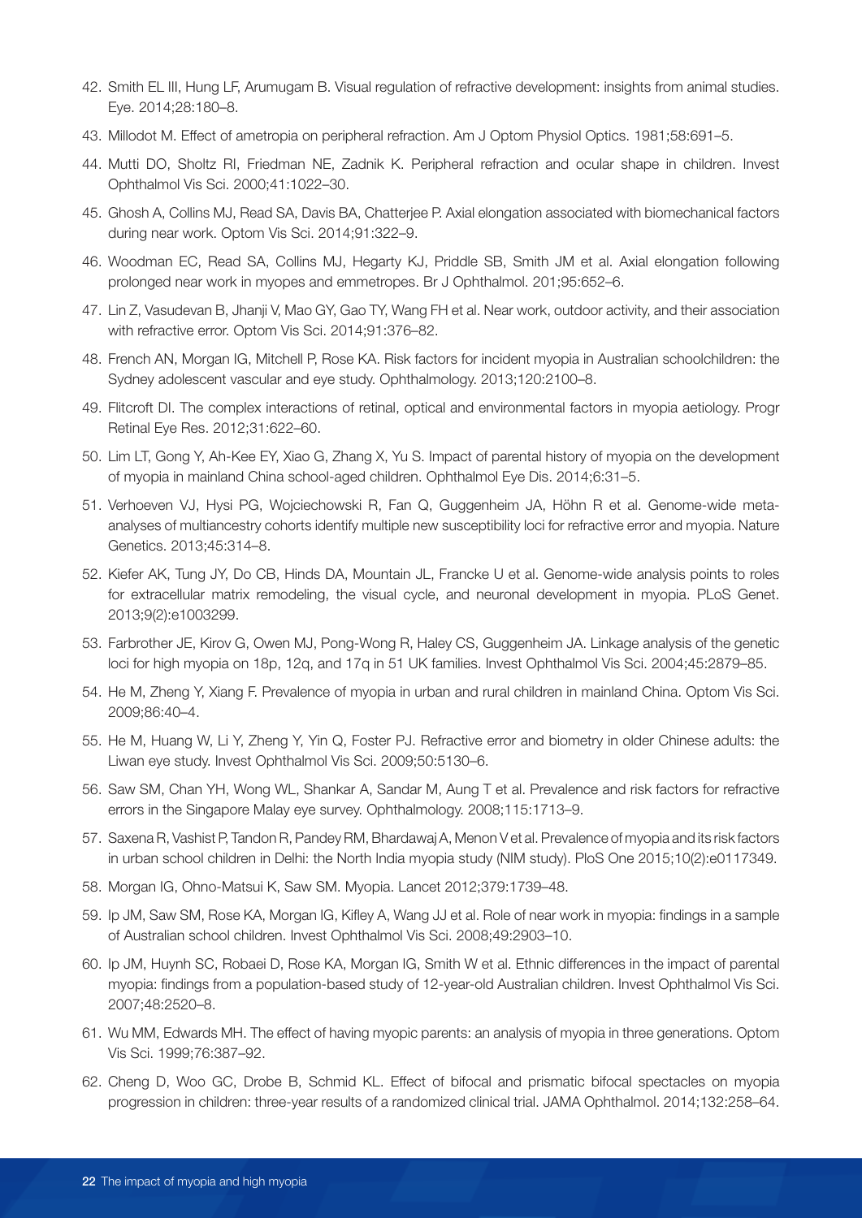42. Smith EL III, Hung LF, Arumugam B. Visual regulation of refractive development: insights from animal studies. Eye. 2014;28:180–8.
43. Millodot M. Effect of ametropia on peripheral refraction. Am J Optom Physiol Optics. 1981;58:691–5.
44. Mutti DO, Sholtz RI, Friedman NE, Zadnik K. Peripheral refraction and ocular shape in children. Invest Ophthalmol Vis Sci. 2000;41:1022–30.
45. Ghosh A, Collins MJ, Read SA, Davis BA, Chatterjee P. Axial elongation associated with biomechanical factors during near work. Optom Vis Sci. 2014;91:322–9.
46. Woodman EC, Read SA, Collins MJ, Hegarty KJ, Priddle SB, Smith JM et al. Axial elongation following prolonged near work in myopes and emmetropes. Br J Ophthalmol. 201;95:652–6.
47. Lin Z, Vasudevan B, Jhanji V, Mao GY, Gao TY, Wang FH et al. Near work, outdoor activity, and their association with refractive error. Optom Vis Sci. 2014;91:376–82.
48. French AN, Morgan IG, Mitchell P, Rose KA. Risk factors for incident myopia in Australian schoolchildren: the Sydney adolescent vascular and eye study. Ophthalmology. 2013;120:2100–8.
49. Flitcroft DI. The complex interactions of retinal, optical and environmental factors in myopia aetiology. Progr Retinal Eye Res. 2012;31:622–60.
50. Lim LT, Gong Y, Ah-Kee EY, Xiao G, Zhang X, Yu S. Impact of parental history of myopia on the development of myopia in mainland China school-aged children. Ophthalmol Eye Dis. 2014;6:31–5.
51. Verhoeven VJ, Hysi PG, Wojciechowski R, Fan Q, Guggenheim JA, Höhn R et al. Genome-wide meta-analyses of multiancestry cohorts identify multiple new susceptibility loci for refractive error and myopia. Nature Genetics. 2013;45:314–8.
52. Kiefer AK, Tung JY, Do CB, Hinds DA, Mountain JL, Francke U et al. Genome-wide analysis points to roles for extracellular matrix remodeling, the visual cycle, and neuronal development in myopia. PLoS Genet. 2013;9(2):e1003299.
53. Farbrother JE, Kirov G, Owen MJ, Pong-Wong R, Haley CS, Guggenheim JA. Linkage analysis of the genetic loci for high myopia on 18p, 12q, and 17q in 51 UK families. Invest Ophthalmol Vis Sci. 2004;45:2879–85.
54. He M, Zheng Y, Xiang F. Prevalence of myopia in urban and rural children in mainland China. Optom Vis Sci. 2009;86:40–4.
55. He M, Huang W, Li Y, Zheng Y, Yin Q, Foster PJ. Refractive error and biometry in older Chinese adults: the Liwan eye study. Invest Ophthalmol Vis Sci. 2009;50:5130–6.
56. Saw SM, Chan YH, Wong WL, Shankar A, Sandar M, Aung T et al. Prevalence and risk factors for refractive errors in the Singapore Malay eye survey. Ophthalmology. 2008;115:1713–9.
57. Saxena R, Vashist P, Tandon R, Pandey RM, Bhardawaj A, Menon V et al. Prevalence of myopia and its risk factors in urban school children in Delhi: the North India myopia study (NIM study). PloS One 2015;10(2):e0117349.
58. Morgan IG, Ohno-Matsui K, Saw SM. Myopia. Lancet 2012;379:1739–48.
59. Ip JM, Saw SM, Rose KA, Morgan IG, Kifley A, Wang JJ et al. Role of near work in myopia: findings in a sample of Australian school children. Invest Ophthalmol Vis Sci. 2008;49:2903–10.
60. Ip JM, Huynh SC, Robaei D, Rose KA, Morgan IG, Smith W et al. Ethnic differences in the impact of parental myopia: findings from a population-based study of 12-year-old Australian children. Invest Ophthalmol Vis Sci. 2007;48:2520–8.
61. Wu MM, Edwards MH. The effect of having myopic parents: an analysis of myopia in three generations. Optom Vis Sci. 1999;76:387–92.
62. Cheng D, Woo GC, Drobe B, Schmid KL. Effect of bifocal and prismatic bifocal spectacles on myopia progression in children: three-year results of a randomized clinical trial. JAMA Ophthalmol. 2014;132:258–64.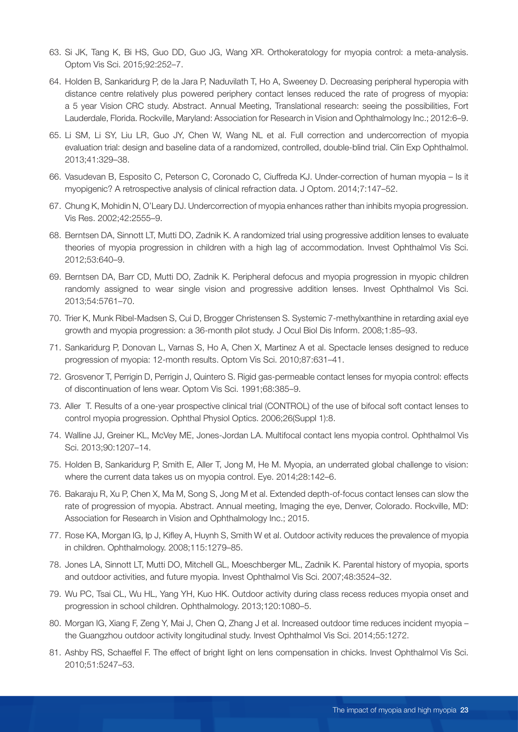63. Si JK, Tang K, Bi HS, Guo DD, Guo JG, Wang XR. Orthokeratology for myopia control: a meta-analysis. Optom Vis Sci. 2015;92:252–7.
64. Holden B, Sankaridurg P, de la Jara P, Naduvilath T, Ho A, Sweeney D. Decreasing peripheral hyperopia with distance centre relatively plus powered periphery contact lenses reduced the rate of progress of myopia: a 5 year Vision CRC study. Abstract. Annual Meeting, Translational research: seeing the possibilities, Fort Lauderdale, Florida. Rockville, Maryland: Association for Research in Vision and Ophthalmology Inc.; 2012:6–9.
65. Li SM, Li SY, Liu LR, Guo JY, Chen W, Wang NL et al. Full correction and undercorrection of myopia evaluation trial: design and baseline data of a randomized, controlled, double-blind trial. Clin Exp Ophthalmol. 2013;41:329–38.
66. Vasudevan B, Esposito C, Peterson C, Coronado C, Ciuffreda KJ. Under-correction of human myopia – Is it myopigenic? A retrospective analysis of clinical refraction data. J Optom. 2014;7:147–52.
67. Chung K, Mohidin N, O'Leary DJ. Undercorrection of myopia enhances rather than inhibits myopia progression. Vis Res. 2002;42:2555–9.
68. Berntsen DA, Sinnott LT, Mutti DO, Zadnik K. A randomized trial using progressive addition lenses to evaluate theories of myopia progression in children with a high lag of accommodation. Invest Ophthalmol Vis Sci. 2012;53:640–9.
69. Berntsen DA, Barr CD, Mutti DO, Zadnik K. Peripheral defocus and myopia progression in myopic children randomly assigned to wear single vision and progressive addition lenses. Invest Ophthalmol Vis Sci. 2013;54:5761–70.
70. Trier K, Munk Ribel-Madsen S, Cui D, Brogger Christensen S. Systemic 7-methylxanthine in retarding axial eye growth and myopia progression: a 36-month pilot study. J Ocul Biol Dis Inform. 2008;1:85–93.
71. Sankaridurg P, Donovan L, Varnas S, Ho A, Chen X, Martinez A et al. Spectacle lenses designed to reduce progression of myopia: 12-month results. Optom Vis Sci. 2010;87:631–41.
72. Grosvenor T, Perrigin D, Perrigin J, Quintero S. Rigid gas-permeable contact lenses for myopia control: effects of discontinuation of lens wear. Optom Vis Sci. 1991;68:385–9.
73. Aller T. Results of a one-year prospective clinical trial (CONTROL) of the use of bifocal soft contact lenses to control myopia progression. Ophthal Physiol Optics. 2006;26(Suppl 1):8.
74. Walline JJ, Greiner KL, McVey ME, Jones-Jordan LA. Multifocal contact lens myopia control. Ophthalmol Vis Sci. 2013;90:1207–14.
75. Holden B, Sankaridurg P, Smith E, Aller T, Jong M, He M. Myopia, an underrated global challenge to vision: where the current data takes us on myopia control. Eye. 2014;28:142–6.
76. Bakaraju R, Xu P, Chen X, Ma M, Song S, Jong M et al. Extended depth-of-focus contact lenses can slow the rate of progression of myopia. Abstract. Annual meeting, Imaging the eye, Denver, Colorado. Rockville, MD: Association for Research in Vision and Ophthalmology Inc.; 2015.
77. Rose KA, Morgan IG, Ip J, Kifley A, Huynh S, Smith W et al. Outdoor activity reduces the prevalence of myopia in children. Ophthalmology. 2008;115:1279–85.
78. Jones LA, Sinnott LT, Mutti DO, Mitchell GL, Moeschberger ML, Zadnik K. Parental history of myopia, sports and outdoor activities, and future myopia. Invest Ophthalmol Vis Sci. 2007;48:3524–32.
79. Wu PC, Tsai CL, Wu HL, Yang YH, Kuo HK. Outdoor activity during class recess reduces myopia onset and progression in school children. Ophthalmology. 2013;120:1080–5.
80. Morgan IG, Xiang F, Zeng Y, Mai J, Chen Q, Zhang J et al. Increased outdoor time reduces incident myopia – the Guangzhou outdoor activity longitudinal study. Invest Ophthalmol Vis Sci. 2014;55:1272.
81. Ashby RS, Schaeffel F. The effect of bright light on lens compensation in chicks. Invest Ophthalmol Vis Sci. 2010;51:5247–53.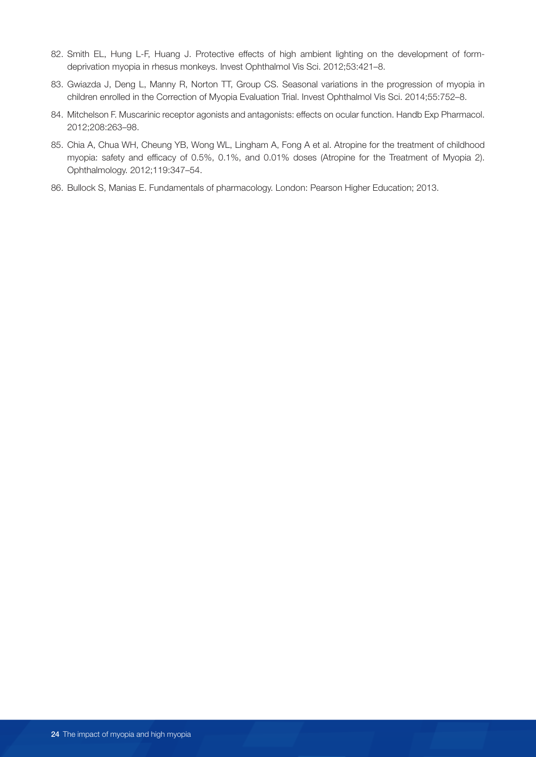82. Smith EL, Hung L-F, Huang J. Protective effects of high ambient lighting on the development of form-deprivation myopia in rhesus monkeys. Invest Ophthalmol Vis Sci. 2012;53:421–8.
83. Gwiazda J, Deng L, Manny R, Norton TT, Group CS. Seasonal variations in the progression of myopia in children enrolled in the Correction of Myopia Evaluation Trial. Invest Ophthalmol Vis Sci. 2014;55:752–8.
84. Mitchelson F. Muscarinic receptor agonists and antagonists: effects on ocular function. Handb Exp Pharmacol. 2012;208:263–98.
85. Chia A, Chua WH, Cheung YB, Wong WL, Lingham A, Fong A et al. Atropine for the treatment of childhood myopia: safety and efficacy of 0.5%, 0.1%, and 0.01% doses (Atropine for the Treatment of Myopia 2). Ophthalmology. 2012;119:347–54.
86. Bullock S, Manias E. Fundamentals of pharmacology. London: Pearson Higher Education; 2013.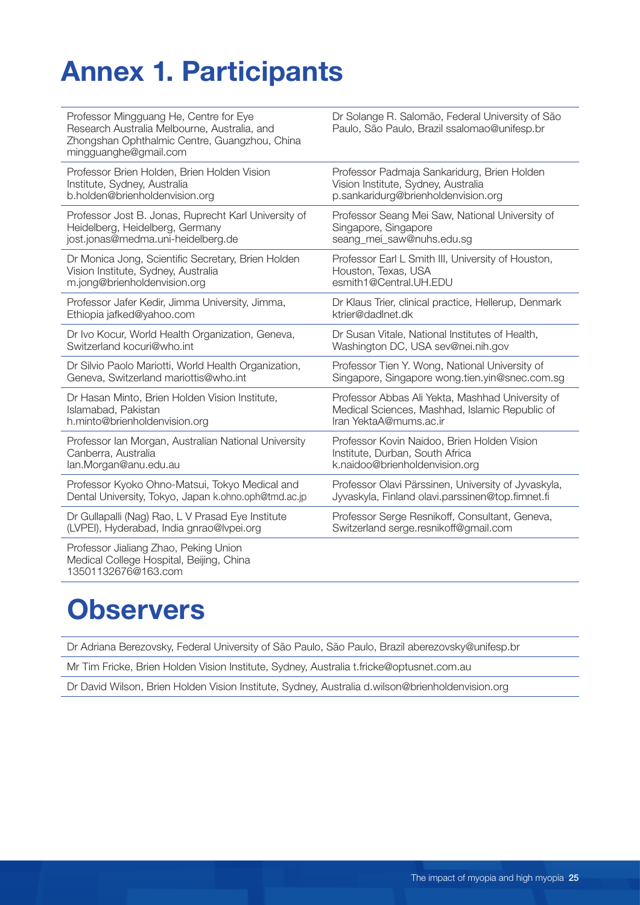# Annex 1. Participants

Professor Mingguang He, Centre for Eye Research Australia Melbourne, Australia, and Zhongshan Ophthalmic Centre, Guangzhou, China mingguanghe@gmail.com

Professor Brien Holden, Brien Holden Vision Institute, Sydney, Australia b.holden@brienholdenvision.org

Professor Jost B. Jonas, Ruprecht Karl University of Heidelberg, Heidelberg, Germany jost.jonas@medma.uni-heidelberg.de

Dr Monica Jong, Scientific Secretary, Brien Holden Vision Institute, Sydney, Australia m.jong@brienholdenvision.org

Professor Jafer Kedir, Jimma University, Jimma, Ethiopia jafked@yahoo.com

Dr Ivo Kocur, World Health Organization, Geneva, Switzerland kocuri@who.int

Dr Silvio Paolo Mariotti, World Health Organization, Geneva, Switzerland mariottis@who.int

Dr Hasan Minto, Brien Holden Vision Institute, Islamabad, Pakistan h.minto@brienholdenvision.org

Professor Ian Morgan, Australian National University Canberra, Australia Ian.Morgan@anu.edu.au

Professor Kyoko Ohno-Matsui, Tokyo Medical and Dental University, Tokyo, Japan k.ohno.oph@tmd.ac.jp

Dr Gullapalli (Nag) Rao, L V Prasad Eye Institute (LVPEI), Hyderabad, India gnrao@lvpei.org

Professor Jialiang Zhao, Peking Union Medical College Hospital, Beijing, China 13501132676@163.com

Dr Solange R. Salomão, Federal University of São Paulo, São Paulo, Brazil ssalomao@unifesp.br

Professor Padmaja Sankaridurg, Brien Holden Vision Institute, Sydney, Australia p.sankaridurg@brienholdenvision.org

Professor Seang Mei Saw, National University of Singapore, Singapore seang_mei_saw@nuhs.edu.sg

Professor Earl L Smith III, University of Houston, Houston, Texas, USA esmith1@Central.UH.EDU

Dr Klaus Trier, clinical practice, Hellerup, Denmark ktrier@dadlnet.dk

Dr Susan Vitale, National Institutes of Health, Washington DC, USA sev@nei.nih.gov

Professor Tien Y. Wong, National University of Singapore, Singapore wong.tien.yin@snec.com.sg

Professor Abbas Ali Yekta, Mashhad University of Medical Sciences, Mashhad, Islamic Republic of Iran YektaA@mums.ac.ir

Professor Kovin Naidoo, Brien Holden Vision Institute, Durban, South Africa k.naidoo@brienholdenvision.org

Professor Olavi Pärssinen, University of Jyvaskyla, Jyvaskyla, Finland olavi.parssinen@top.fimnet.fi

Professor Serge Resnikoff, Consultant, Geneva, Switzerland serge.resnikoff@gmail.com

# Observers

Dr Adriana Berezovsky, Federal University of São Paulo, São Paulo, Brazil aberezovsky@unifesp.br

Mr Tim Fricke, Brien Holden Vision Institute, Sydney, Australia t.fricke@optusnet.com.au

Dr David Wilson, Brien Holden Vision Institute, Sydney, Australia d.wilson@brienholdenvision.org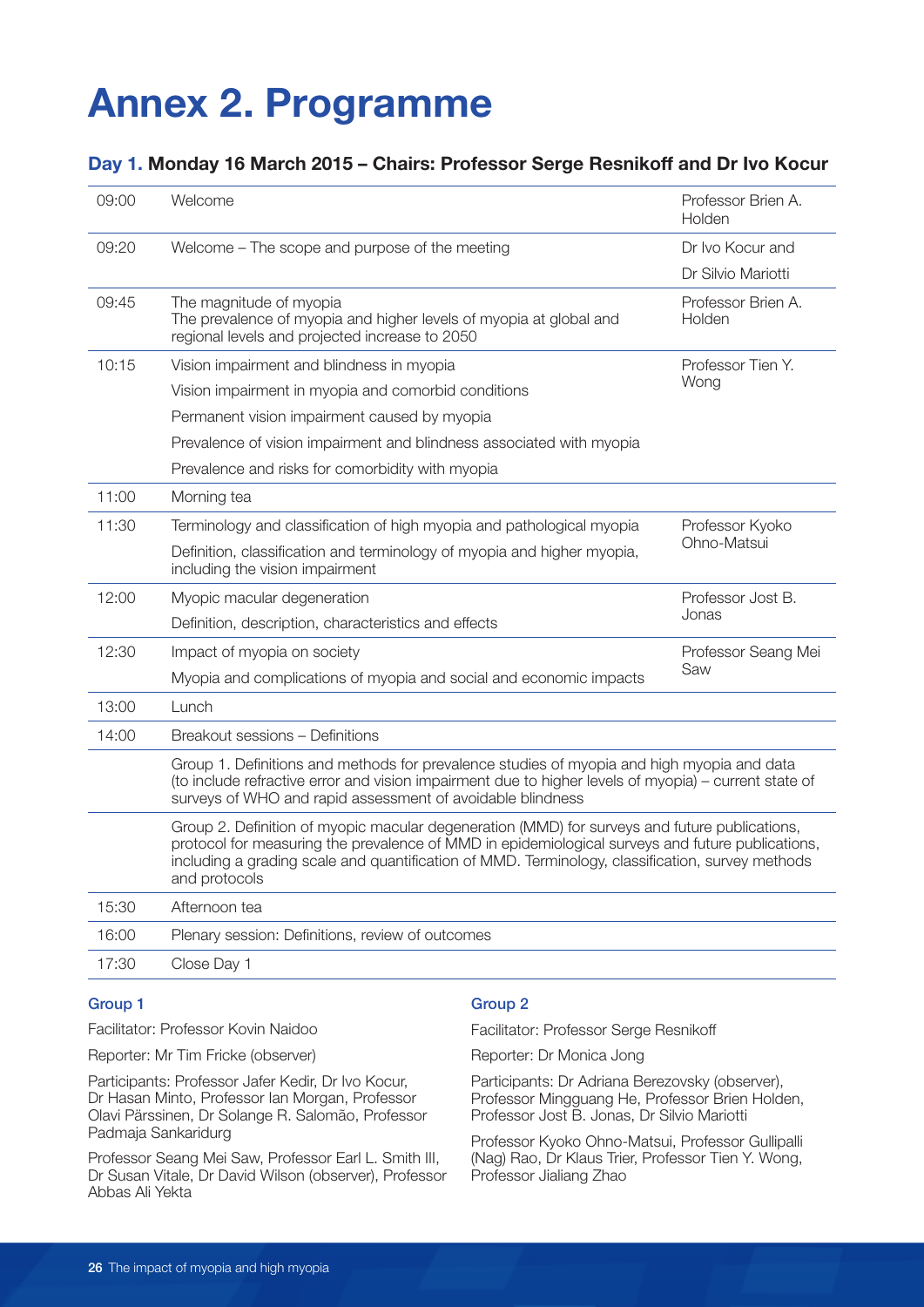# Annex 2. Programme

## Day 1. Monday 16 March 2015 – Chairs: Professor Serge Resnikoff and Dr Ivo Kocur

| Time | Session | Speaker |
|---|---|---|
| 09:00 | Welcome | Professor Brien A. Holden |
| 09:20 | Welcome – The scope and purpose of the meeting | Dr Ivo Kocur and Dr Silvio Mariotti |
| 09:45 | The magnitude of myopia<br>The prevalence of myopia and higher levels of myopia at global and regional levels and projected increase to 2050 | Professor Brien A. Holden |
| 10:15 | Vision impairment and blindness in myopia<br>Vision impairment in myopia and comorbid conditions<br>Permanent vision impairment caused by myopia<br>Prevalence of vision impairment and blindness associated with myopia<br>Prevalence and risks for comorbidity with myopia | Professor Tien Y. Wong |
| 11:00 | Morning tea | |
| 11:30 | Terminology and classification of high myopia and pathological myopia<br>Definition, classification and terminology of myopia and higher myopia, including the vision impairment | Professor Kyoko Ohno-Matsui |
| 12:00 | Myopic macular degeneration<br>Definition, description, characteristics and effects | Professor Jost B. Jonas |
| 12:30 | Impact of myopia on society<br>Myopia and complications of myopia and social and economic impacts | Professor Seang Mei Saw |
| 13:00 | Lunch | |
| 14:00 | Breakout sessions – Definitions | |
| | Group 1. Definitions and methods for prevalence studies of myopia and high myopia and data (to include refractive error and vision impairment due to higher levels of myopia) – current state of surveys of WHO and rapid assessment of avoidable blindness | |
| | Group 2. Definition of myopic macular degeneration (MMD) for surveys and future publications, protocol for measuring the prevalence of MMD in epidemiological surveys and future publications, including a grading scale and quantification of MMD. Terminology, classification, survey methods and protocols | |
| 15:30 | Afternoon tea | |
| 16:00 | Plenary session: Definitions, review of outcomes | |
| 17:30 | Close Day 1 | |

### Group 1

Facilitator: Professor Kovin Naidoo

Reporter: Mr Tim Fricke (observer)

Participants: Professor Jafer Kedir, Dr Ivo Kocur, Dr Hasan Minto, Professor Ian Morgan, Professor Olavi Pärssinen, Dr Solange R. Salomão, Professor Padmaja Sankaridurg

Professor Seang Mei Saw, Professor Earl L. Smith III, Dr Susan Vitale, Dr David Wilson (observer), Professor Abbas Ali Yekta

### Group 2

Facilitator: Professor Serge Resnikoff

Reporter: Dr Monica Jong

Participants: Dr Adriana Berezovsky (observer), Professor Mingguang He, Professor Brien Holden, Professor Jost B. Jonas, Dr Silvio Mariotti

Professor Kyoko Ohno-Matsui, Professor Gullipalli (Nag) Rao, Dr Klaus Trier, Professor Tien Y. Wong, Professor Jialiang Zhao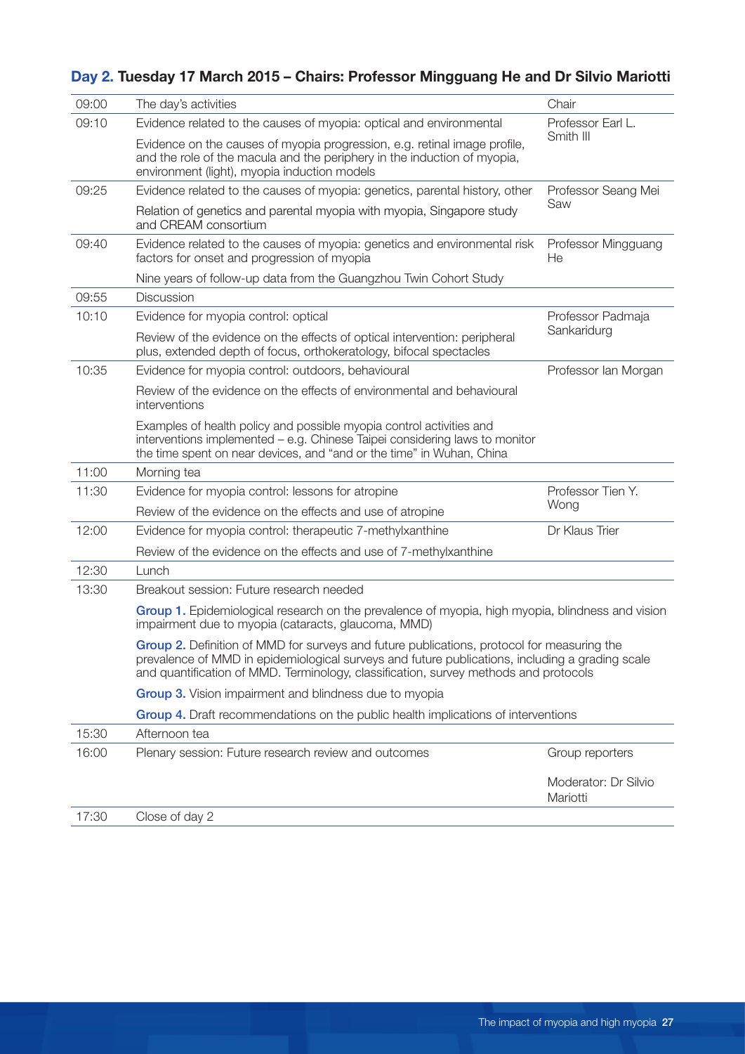## Day 2. Tuesday 17 March 2015 – Chairs: Professor Mingguang He and Dr Silvio Mariotti

| | | |
|---|---|---|
| 09:00 | The day's activities | Chair |
| 09:10 | Evidence related to the causes of myopia: optical and environmental<br><br>Evidence on the causes of myopia progression, e.g. retinal image profile, and the role of the macula and the periphery in the induction of myopia, environment (light), myopia induction models | Professor Earl L. Smith III |
| 09:25 | Evidence related to the causes of myopia: genetics, parental history, other<br><br>Relation of genetics and parental myopia with myopia, Singapore study and CREAM consortium | Professor Seang Mei Saw |
| 09:40 | Evidence related to the causes of myopia: genetics and environmental risk factors for onset and progression of myopia<br><br>Nine years of follow-up data from the Guangzhou Twin Cohort Study | Professor Mingguang He |
| 09:55 | Discussion | |
| 10:10 | Evidence for myopia control: optical<br><br>Review of the evidence on the effects of optical intervention: peripheral plus, extended depth of focus, orthokeratology, bifocal spectacles | Professor Padmaja Sankaridurg |
| 10:35 | Evidence for myopia control: outdoors, behavioural<br><br>Review of the evidence on the effects of environmental and behavioural interventions<br><br>Examples of health policy and possible myopia control activities and interventions implemented – e.g. Chinese Taipei considering laws to monitor the time spent on near devices, and "and or the time" in Wuhan, China | Professor Ian Morgan |
| 11:00 | Morning tea | |
| 11:30 | Evidence for myopia control: lessons for atropine<br><br>Review of the evidence on the effects and use of atropine | Professor Tien Y. Wong |
| 12:00 | Evidence for myopia control: therapeutic 7-methylxanthine<br><br>Review of the evidence on the effects and use of 7-methylxanthine | Dr Klaus Trier |
| 12:30 | Lunch | |
| 13:30 | Breakout session: Future research needed<br><br>**Group 1.** Epidemiological research on the prevalence of myopia, high myopia, blindness and vision impairment due to myopia (cataracts, glaucoma, MMD)<br><br>**Group 2.** Definition of MMD for surveys and future publications, protocol for measuring the prevalence of MMD in epidemiological surveys and future publications, including a grading scale and quantification of MMD. Terminology, classification, survey methods and protocols<br><br>**Group 3.** Vision impairment and blindness due to myopia<br><br>**Group 4.** Draft recommendations on the public health implications of interventions | |
| 15:30 | Afternoon tea | |
| 16:00 | Plenary session: Future research review and outcomes | Group reporters<br><br>Moderator: Dr Silvio Mariotti |
| 17:30 | Close of day 2 | |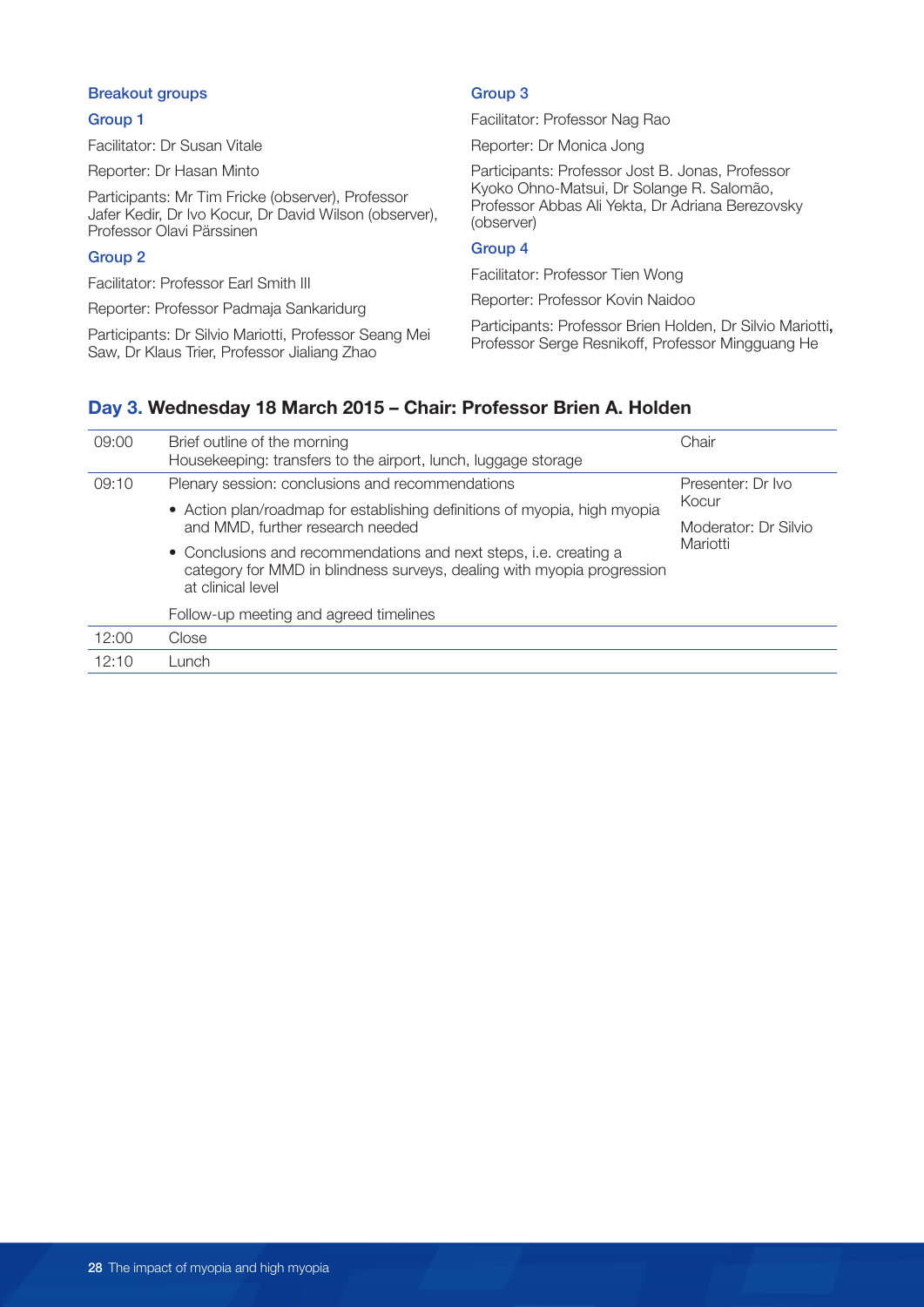### Breakout groups

#### Group 1

Facilitator: Dr Susan Vitale

Reporter: Dr Hasan Minto

Participants: Mr Tim Fricke (observer), Professor Jafer Kedir, Dr Ivo Kocur, Dr David Wilson (observer), Professor Olavi Pärssinen

#### Group 2

Facilitator: Professor Earl Smith III

Reporter: Professor Padmaja Sankaridurg

Participants: Dr Silvio Mariotti, Professor Seang Mei Saw, Dr Klaus Trier, Professor Jialiang Zhao

#### Group 3

Facilitator: Professor Nag Rao

Reporter: Dr Monica Jong

Participants: Professor Jost B. Jonas, Professor Kyoko Ohno-Matsui, Dr Solange R. Salomão, Professor Abbas Ali Yekta, Dr Adriana Berezovsky (observer)

#### Group 4

Facilitator: Professor Tien Wong

Reporter: Professor Kovin Naidoo

Participants: Professor Brien Holden, Dr Silvio Mariotti, Professor Serge Resnikoff, Professor Mingguang He

## Day 3. Wednesday 18 March 2015 – Chair: Professor Brien A. Holden

| | | |
|---|---|---|
| 09:00 | Brief outline of the morning<br>Housekeeping: transfers to the airport, lunch, luggage storage | Chair |
| 09:10 | Plenary session: conclusions and recommendations<br>• Action plan/roadmap for establishing definitions of myopia, high myopia and MMD, further research needed<br>• Conclusions and recommendations and next steps, i.e. creating a category for MMD in blindness surveys, dealing with myopia progression at clinical level<br>Follow-up meeting and agreed timelines | Presenter: Dr Ivo Kocur<br>Moderator: Dr Silvio Mariotti |
| 12:00 | Close | |
| 12:10 | Lunch | |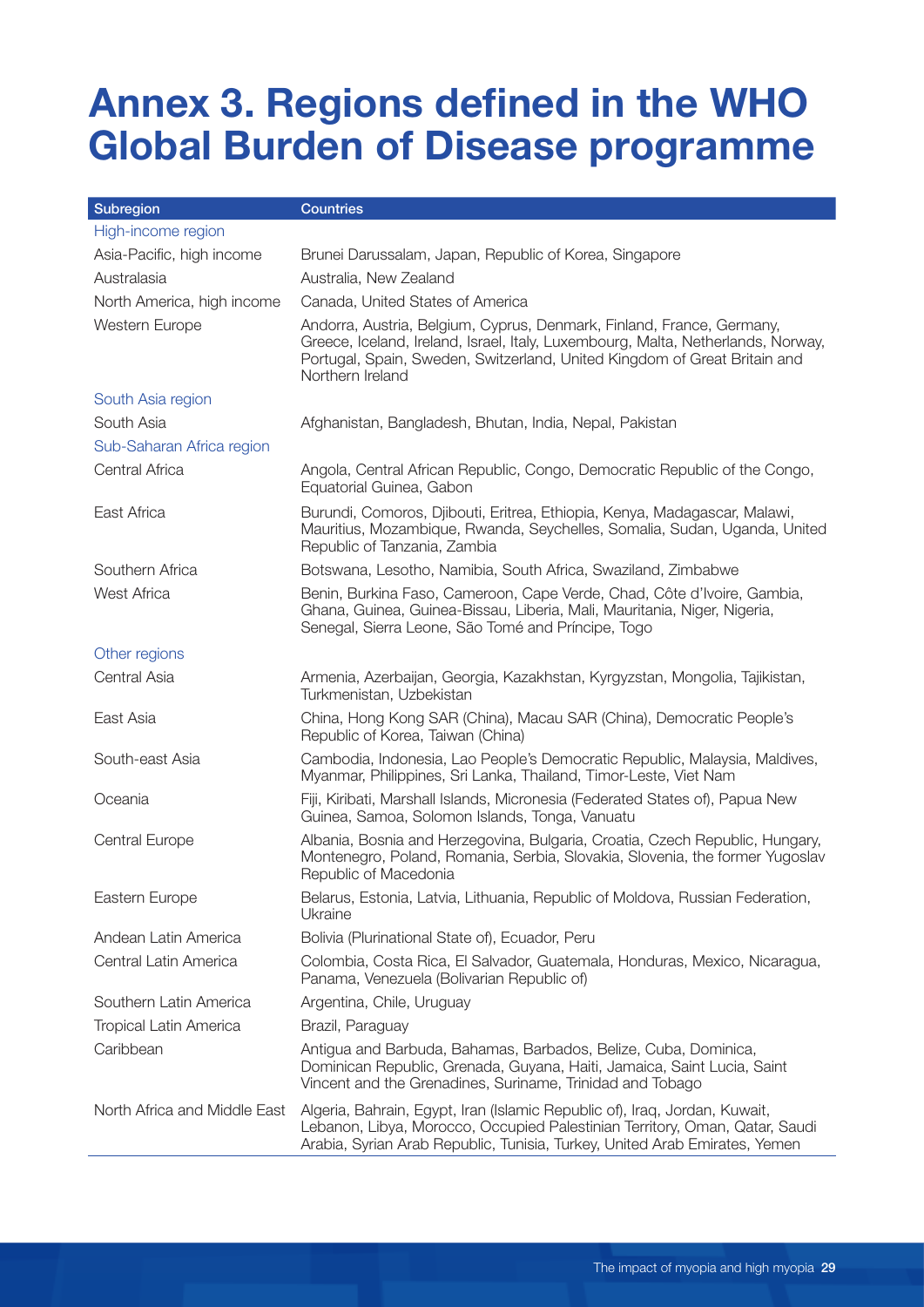# Annex 3. Regions defined in the WHO Global Burden of Disease programme

| Subregion | Countries |
|---|---|
| High-income region | |
| Asia-Pacific, high income | Brunei Darussalam, Japan, Republic of Korea, Singapore |
| Australasia | Australia, New Zealand |
| North America, high income | Canada, United States of America |
| Western Europe | Andorra, Austria, Belgium, Cyprus, Denmark, Finland, France, Germany, Greece, Iceland, Ireland, Israel, Italy, Luxembourg, Malta, Netherlands, Norway, Portugal, Spain, Sweden, Switzerland, United Kingdom of Great Britain and Northern Ireland |
| South Asia region | |
| South Asia | Afghanistan, Bangladesh, Bhutan, India, Nepal, Pakistan |
| Sub-Saharan Africa region | |
| Central Africa | Angola, Central African Republic, Congo, Democratic Republic of the Congo, Equatorial Guinea, Gabon |
| East Africa | Burundi, Comoros, Djibouti, Eritrea, Ethiopia, Kenya, Madagascar, Malawi, Mauritius, Mozambique, Rwanda, Seychelles, Somalia, Sudan, Uganda, United Republic of Tanzania, Zambia |
| Southern Africa | Botswana, Lesotho, Namibia, South Africa, Swaziland, Zimbabwe |
| West Africa | Benin, Burkina Faso, Cameroon, Cape Verde, Chad, Côte d'Ivoire, Gambia, Ghana, Guinea, Guinea-Bissau, Liberia, Mali, Mauritania, Niger, Nigeria, Senegal, Sierra Leone, São Tomé and Príncipe, Togo |
| Other regions | |
| Central Asia | Armenia, Azerbaijan, Georgia, Kazakhstan, Kyrgyzstan, Mongolia, Tajikistan, Turkmenistan, Uzbekistan |
| East Asia | China, Hong Kong SAR (China), Macau SAR (China), Democratic People's Republic of Korea, Taiwan (China) |
| South-east Asia | Cambodia, Indonesia, Lao People's Democratic Republic, Malaysia, Maldives, Myanmar, Philippines, Sri Lanka, Thailand, Timor-Leste, Viet Nam |
| Oceania | Fiji, Kiribati, Marshall Islands, Micronesia (Federated States of), Papua New Guinea, Samoa, Solomon Islands, Tonga, Vanuatu |
| Central Europe | Albania, Bosnia and Herzegovina, Bulgaria, Croatia, Czech Republic, Hungary, Montenegro, Poland, Romania, Serbia, Slovakia, Slovenia, the former Yugoslav Republic of Macedonia |
| Eastern Europe | Belarus, Estonia, Latvia, Lithuania, Republic of Moldova, Russian Federation, Ukraine |
| Andean Latin America | Bolivia (Plurinational State of), Ecuador, Peru |
| Central Latin America | Colombia, Costa Rica, El Salvador, Guatemala, Honduras, Mexico, Nicaragua, Panama, Venezuela (Bolivarian Republic of) |
| Southern Latin America | Argentina, Chile, Uruguay |
| Tropical Latin America | Brazil, Paraguay |
| Caribbean | Antigua and Barbuda, Bahamas, Barbados, Belize, Cuba, Dominica, Dominican Republic, Grenada, Guyana, Haiti, Jamaica, Saint Lucia, Saint Vincent and the Grenadines, Suriname, Trinidad and Tobago |
| North Africa and Middle East | Algeria, Bahrain, Egypt, Iran (Islamic Republic of), Iraq, Jordan, Kuwait, Lebanon, Libya, Morocco, Occupied Palestinian Territory, Oman, Qatar, Saudi Arabia, Syrian Arab Republic, Tunisia, Turkey, United Arab Emirates, Yemen |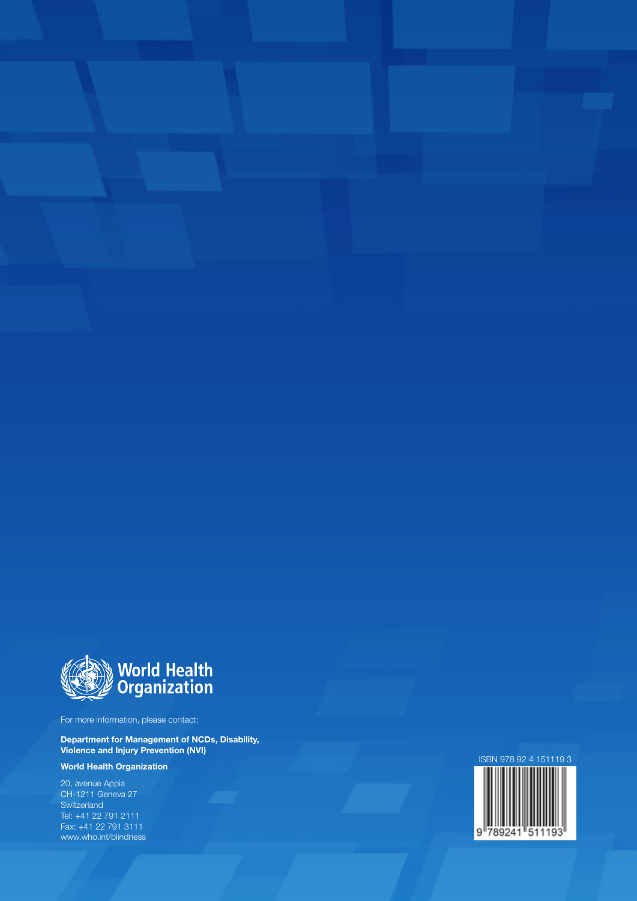World Health Organization

For more information, please contact:

**Department for Management of NCDs, Disability, Violence and Injury Prevention (NVI)**

**World Health Organization**

20, avenue Appia
CH-1211 Geneva 27
Switzerland
Tel: +41 22 791 2111
Fax: +41 22 791 3111
www.who.int/blindness

ISBN 978 92 4 151119 3